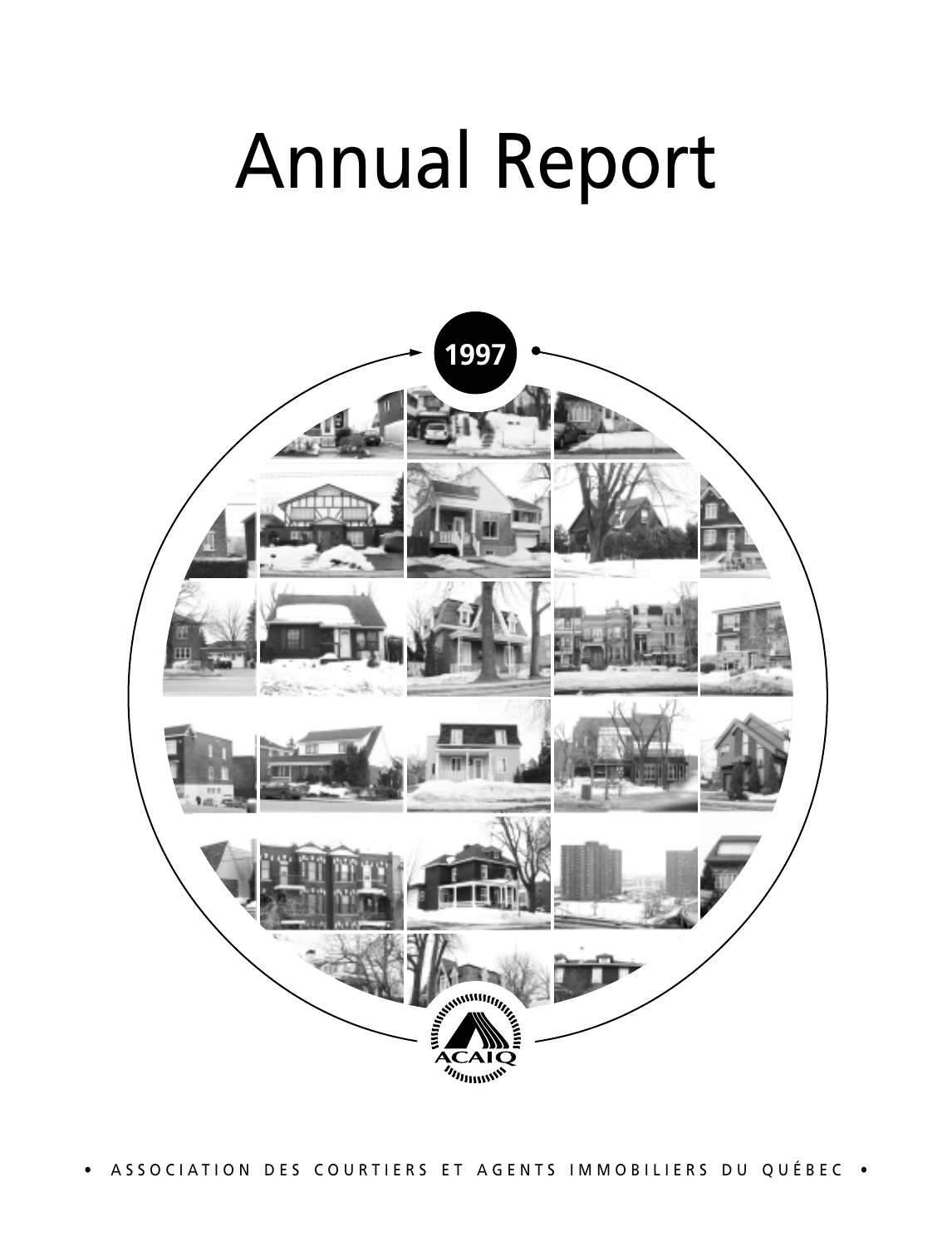# Annual Report

1997

ACAIQ

• ASSOCIATION DES COURTIERS ET AGENTS IMMOBILIERS DU QUÉBEC •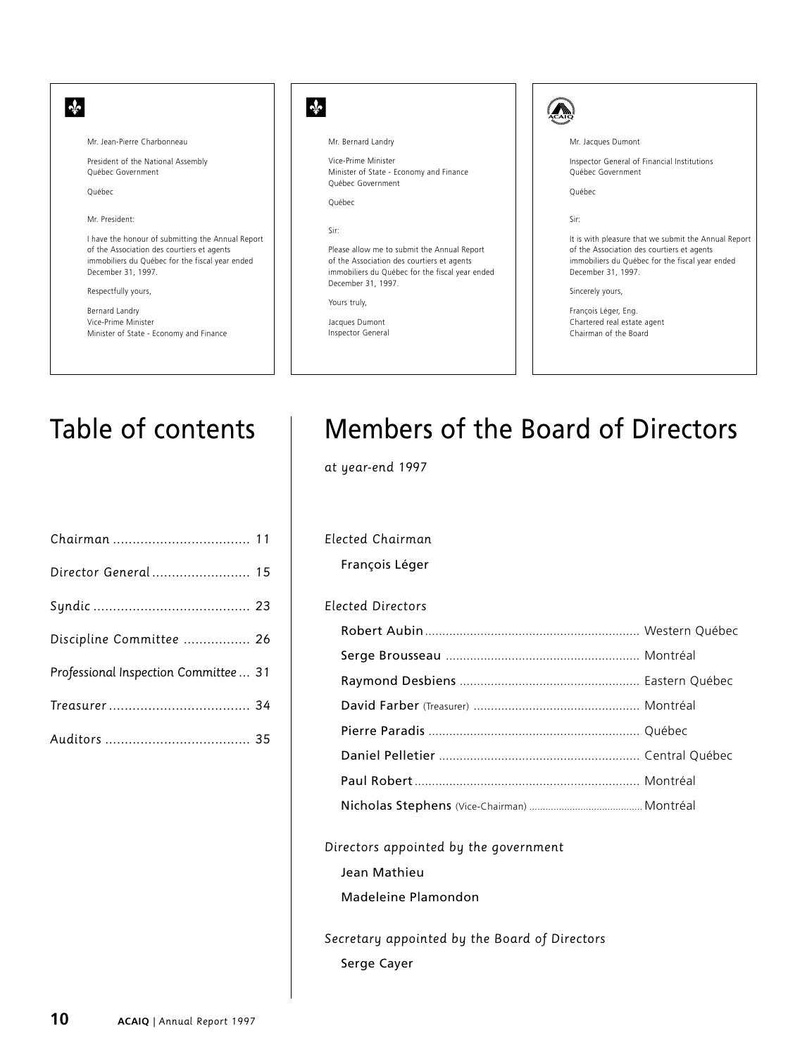Mr. Jean-Pierre Charbonneau

President of the National Assembly
Québec Government

Québec

Mr. President:

I have the honour of submitting the Annual Report of the Association des courtiers et agents immobiliers du Québec for the fiscal year ended December 31, 1997.

Respectfully yours,

Bernard Landry
Vice-Prime Minister
Minister of State - Economy and Finance

---

Mr. Bernard Landry

Vice-Prime Minister
Minister of State - Economy and Finance
Québec Government

Québec

Sir:

Please allow me to submit the Annual Report of the Association des courtiers et agents immobiliers du Québec for the fiscal year ended December 31, 1997.

Yours truly,

Jacques Dumont
Inspector General

---

Mr. Jacques Dumont

Inspector General of Financial Institutions
Québec Government

Québec

Sir:

It is with pleasure that we submit the Annual Report of the Association des courtiers et agents immobiliers du Québec for the fiscal year ended December 31, 1997.

Sincerely yours,

François Léger, Eng.
Chartered real estate agent
Chairman of the Board

# Table of contents

| | |
|---|---|
| Chairman | 11 |
| Director General | 15 |
| Syndic | 23 |
| Discipline Committee | 26 |
| Professional Inspection Committee | 31 |
| Treasurer | 34 |
| Auditors | 35 |

# Members of the Board of Directors

*at year-end 1997*

*Elected Chairman*

François Léger

*Elected Directors*

| | |
|---|---|
| Robert Aubin | Western Québec |
| Serge Brousseau | Montréal |
| Raymond Desbiens | Eastern Québec |
| David Farber (Treasurer) | Montréal |
| Pierre Paradis | Québec |
| Daniel Pelletier | Central Québec |
| Paul Robert | Montréal |
| Nicholas Stephens (Vice-Chairman) | Montréal |

*Directors appointed by the government*

Jean Mathieu

Madeleine Plamondon

*Secretary appointed by the Board of Directors*

Serge Cayer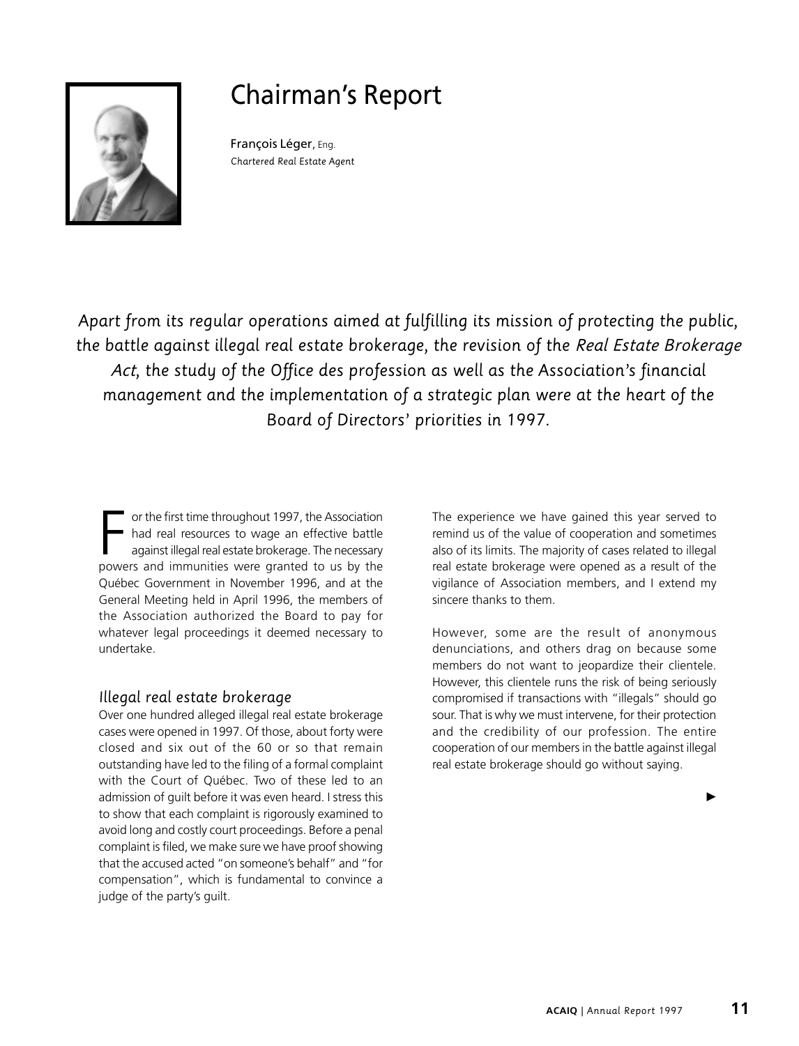# Chairman's Report

François Léger, Eng.
*Chartered Real Estate Agent*

*Apart from its regular operations aimed at fulfilling its mission of protecting the public, the battle against illegal real estate brokerage, the revision of the Real Estate Brokerage Act, the study of the Office des profession as well as the Association's financial management and the implementation of a strategic plan were at the heart of the Board of Directors' priorities in 1997.*

For the first time throughout 1997, the Association had real resources to wage an effective battle against illegal real estate brokerage. The necessary powers and immunities were granted to us by the Québec Government in November 1996, and at the General Meeting held in April 1996, the members of the Association authorized the Board to pay for whatever legal proceedings it deemed necessary to undertake.

### Illegal real estate brokerage

Over one hundred alleged illegal real estate brokerage cases were opened in 1997. Of those, about forty were closed and six out of the 60 or so that remain outstanding have led to the filing of a formal complaint with the Court of Québec. Two of these led to an admission of guilt before it was even heard. I stress this to show that each complaint is rigorously examined to avoid long and costly court proceedings. Before a penal complaint is filed, we make sure we have proof showing that the accused acted "on someone's behalf" and "for compensation", which is fundamental to convince a judge of the party's guilt.

The experience we have gained this year served to remind us of the value of cooperation and sometimes also of its limits. The majority of cases related to illegal real estate brokerage were opened as a result of the vigilance of Association members, and I extend my sincere thanks to them.

However, some are the result of anonymous denunciations, and others drag on because some members do not want to jeopardize their clientele. However, this clientele runs the risk of being seriously compromised if transactions with "illegals" should go sour. That is why we must intervene, for their protection and the credibility of our profession. The entire cooperation of our members in the battle against illegal real estate brokerage should go without saying.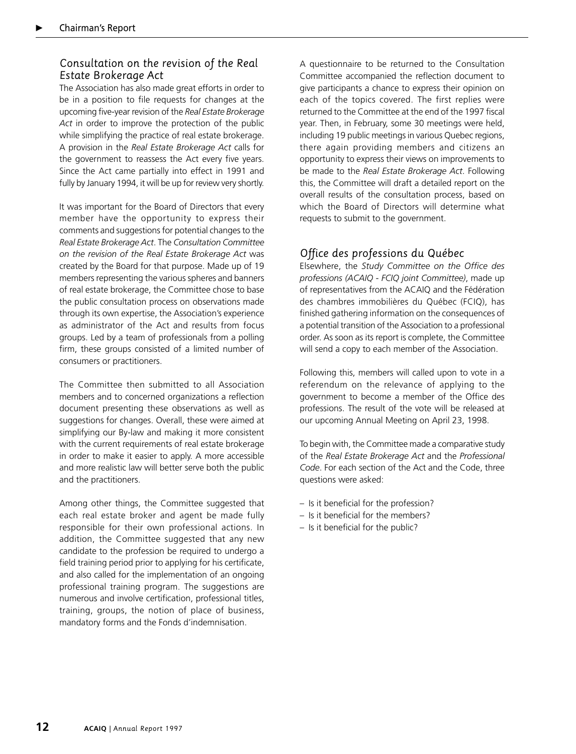## Consultation on the revision of the Real Estate Brokerage Act

The Association has also made great efforts in order to be in a position to file requests for changes at the upcoming five-year revision of the *Real Estate Brokerage Act* in order to improve the protection of the public while simplifying the practice of real estate brokerage. A provision in the *Real Estate Brokerage Act* calls for the government to reassess the Act every five years. Since the Act came partially into effect in 1991 and fully by January 1994, it will be up for review very shortly.

It was important for the Board of Directors that every member have the opportunity to express their comments and suggestions for potential changes to the *Real Estate Brokerage Act*. The *Consultation Committee on the revision of the Real Estate Brokerage Act* was created by the Board for that purpose. Made up of 19 members representing the various spheres and banners of real estate brokerage, the Committee chose to base the public consultation process on observations made through its own expertise, the Association's experience as administrator of the Act and results from focus groups. Led by a team of professionals from a polling firm, these groups consisted of a limited number of consumers or practitioners.

The Committee then submitted to all Association members and to concerned organizations a reflection document presenting these observations as well as suggestions for changes. Overall, these were aimed at simplifying our By-law and making it more consistent with the current requirements of real estate brokerage in order to make it easier to apply. A more accessible and more realistic law will better serve both the public and the practitioners.

Among other things, the Committee suggested that each real estate broker and agent be made fully responsible for their own professional actions. In addition, the Committee suggested that any new candidate to the profession be required to undergo a field training period prior to applying for his certificate, and also called for the implementation of an ongoing professional training program. The suggestions are numerous and involve certification, professional titles, training, groups, the notion of place of business, mandatory forms and the Fonds d'indemnisation.

A questionnaire to be returned to the Consultation Committee accompanied the reflection document to give participants a chance to express their opinion on each of the topics covered. The first replies were returned to the Committee at the end of the 1997 fiscal year. Then, in February, some 30 meetings were held, including 19 public meetings in various Quebec regions, there again providing members and citizens an opportunity to express their views on improvements to be made to the *Real Estate Brokerage Act*. Following this, the Committee will draft a detailed report on the overall results of the consultation process, based on which the Board of Directors will determine what requests to submit to the government.

## Office des professions du Québec

Elsewhere, the *Study Committee on the Office des professions (ACAIQ - FCIQ joint Committee)*, made up of representatives from the ACAIQ and the Fédération des chambres immobilières du Québec (FCIQ), has finished gathering information on the consequences of a potential transition of the Association to a professional order. As soon as its report is complete, the Committee will send a copy to each member of the Association.

Following this, members will called upon to vote in a referendum on the relevance of applying to the government to become a member of the Office des professions. The result of the vote will be released at our upcoming Annual Meeting on April 23, 1998.

To begin with, the Committee made a comparative study of the *Real Estate Brokerage Act* and the *Professional Code*. For each section of the Act and the Code, three questions were asked:

- Is it beneficial for the profession?
- Is it beneficial for the members?
- Is it beneficial for the public?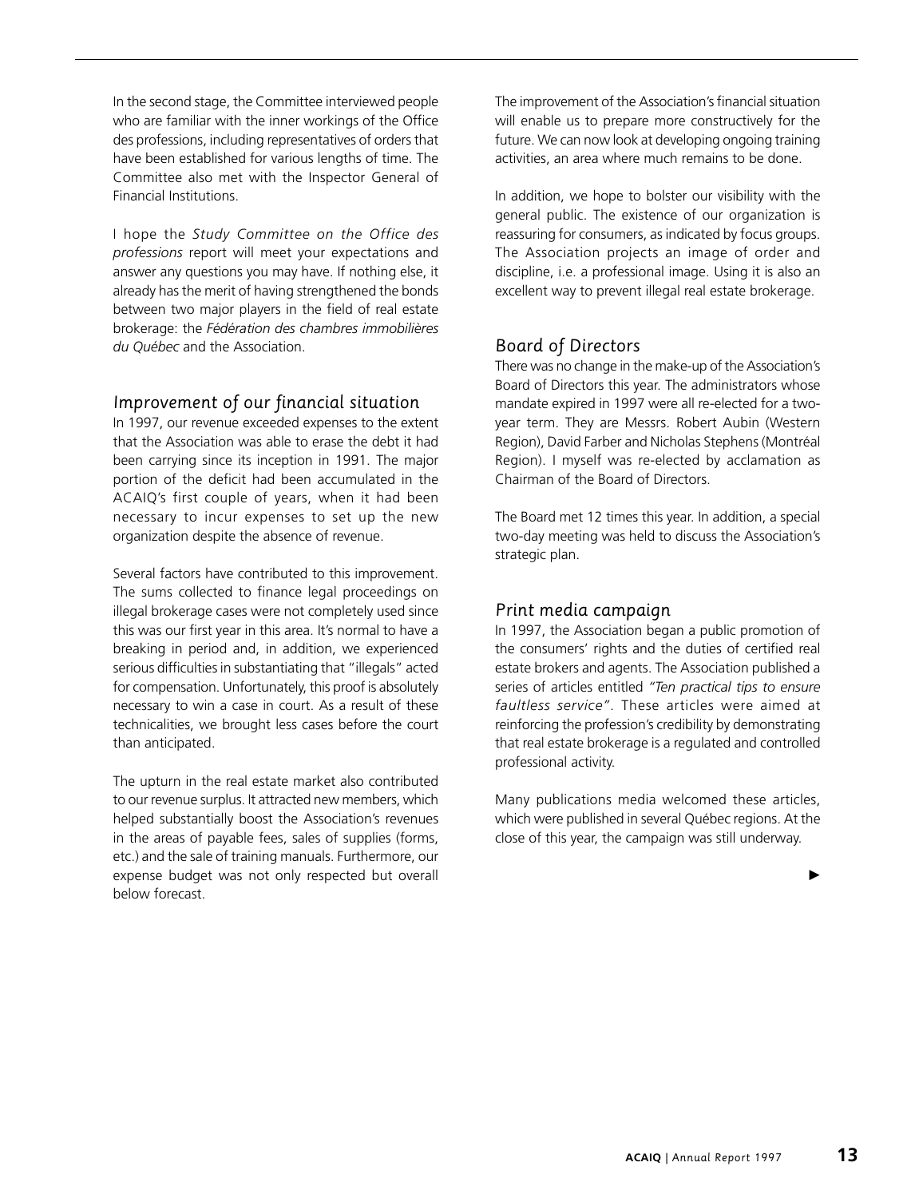In the second stage, the Committee interviewed people who are familiar with the inner workings of the Office des professions, including representatives of orders that have been established for various lengths of time. The Committee also met with the Inspector General of Financial Institutions.

I hope the *Study Committee on the Office des professions* report will meet your expectations and answer any questions you may have. If nothing else, it already has the merit of having strengthened the bonds between two major players in the field of real estate brokerage: the *Fédération des chambres immobilières du Québec* and the Association.

## Improvement of our financial situation

In 1997, our revenue exceeded expenses to the extent that the Association was able to erase the debt it had been carrying since its inception in 1991. The major portion of the deficit had been accumulated in the ACAIQ's first couple of years, when it had been necessary to incur expenses to set up the new organization despite the absence of revenue.

Several factors have contributed to this improvement. The sums collected to finance legal proceedings on illegal brokerage cases were not completely used since this was our first year in this area. It's normal to have a breaking in period and, in addition, we experienced serious difficulties in substantiating that "illegals" acted for compensation. Unfortunately, this proof is absolutely necessary to win a case in court. As a result of these technicalities, we brought less cases before the court than anticipated.

The upturn in the real estate market also contributed to our revenue surplus. It attracted new members, which helped substantially boost the Association's revenues in the areas of payable fees, sales of supplies (forms, etc.) and the sale of training manuals. Furthermore, our expense budget was not only respected but overall below forecast.

The improvement of the Association's financial situation will enable us to prepare more constructively for the future. We can now look at developing ongoing training activities, an area where much remains to be done.

In addition, we hope to bolster our visibility with the general public. The existence of our organization is reassuring for consumers, as indicated by focus groups. The Association projects an image of order and discipline, i.e. a professional image. Using it is also an excellent way to prevent illegal real estate brokerage.

## Board of Directors

There was no change in the make-up of the Association's Board of Directors this year. The administrators whose mandate expired in 1997 were all re-elected for a two-year term. They are Messrs. Robert Aubin (Western Region), David Farber and Nicholas Stephens (Montréal Region). I myself was re-elected by acclamation as Chairman of the Board of Directors.

The Board met 12 times this year. In addition, a special two-day meeting was held to discuss the Association's strategic plan.

## Print media campaign

In 1997, the Association began a public promotion of the consumers' rights and the duties of certified real estate brokers and agents. The Association published a series of articles entitled *"Ten practical tips to ensure faultless service"*. These articles were aimed at reinforcing the profession's credibility by demonstrating that real estate brokerage is a regulated and controlled professional activity.

Many publications media welcomed these articles, which were published in several Québec regions. At the close of this year, the campaign was still underway.

►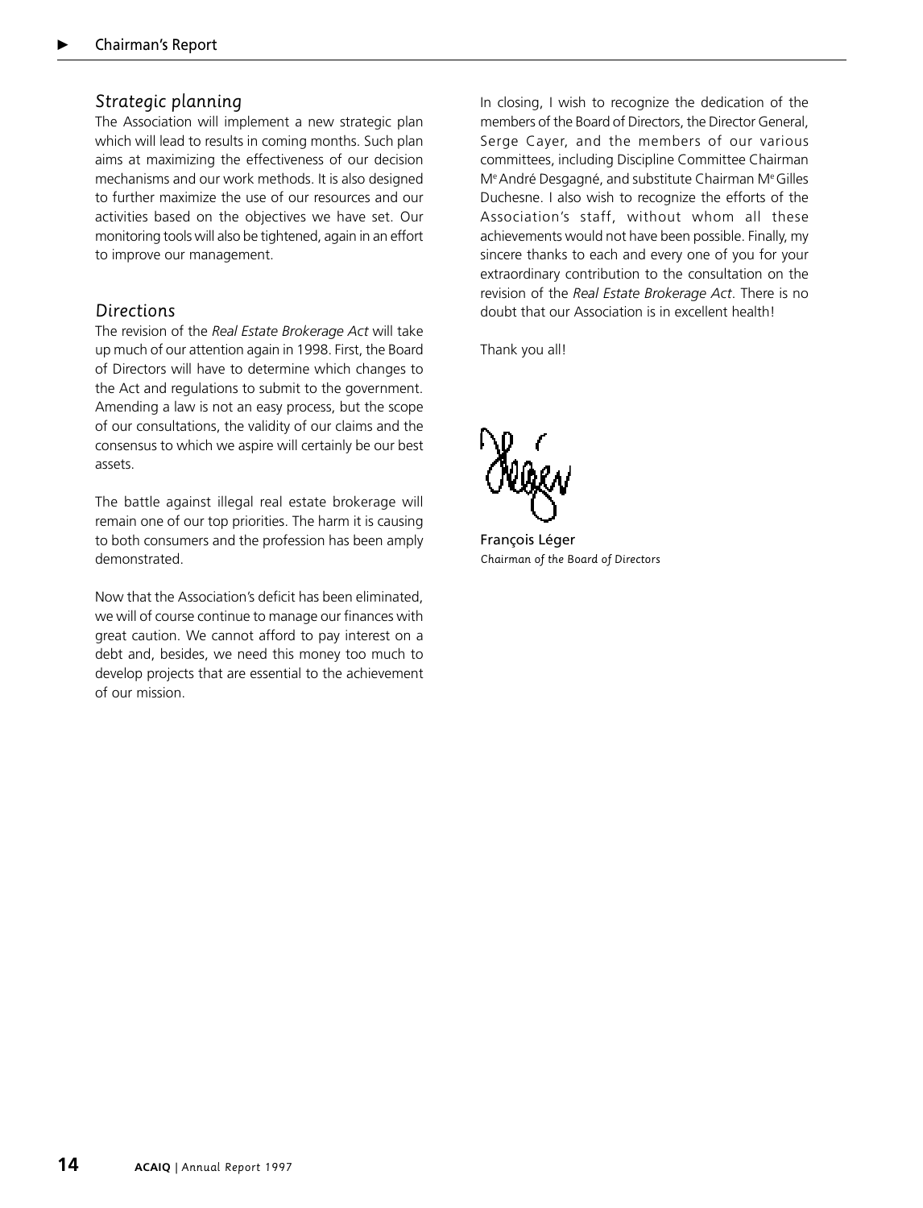## Strategic planning

The Association will implement a new strategic plan which will lead to results in coming months. Such plan aims at maximizing the effectiveness of our decision mechanisms and our work methods. It is also designed to further maximize the use of our resources and our activities based on the objectives we have set. Our monitoring tools will also be tightened, again in an effort to improve our management.

## Directions

The revision of the *Real Estate Brokerage Act* will take up much of our attention again in 1998. First, the Board of Directors will have to determine which changes to the Act and regulations to submit to the government. Amending a law is not an easy process, but the scope of our consultations, the validity of our claims and the consensus to which we aspire will certainly be our best assets.

The battle against illegal real estate brokerage will remain one of our top priorities. The harm it is causing to both consumers and the profession has been amply demonstrated.

Now that the Association's deficit has been eliminated, we will of course continue to manage our finances with great caution. We cannot afford to pay interest on a debt and, besides, we need this money too much to develop projects that are essential to the achievement of our mission.

In closing, I wish to recognize the dedication of the members of the Board of Directors, the Director General, Serge Cayer, and the members of our various committees, including Discipline Committee Chairman Me André Desgagné, and substitute Chairman Me Gilles Duchesne. I also wish to recognize the efforts of the Association's staff, without whom all these achievements would not have been possible. Finally, my sincere thanks to each and every one of you for your extraordinary contribution to the consultation on the revision of the *Real Estate Brokerage Act*. There is no doubt that our Association is in excellent health!

Thank you all!

François Léger
*Chairman of the Board of Directors*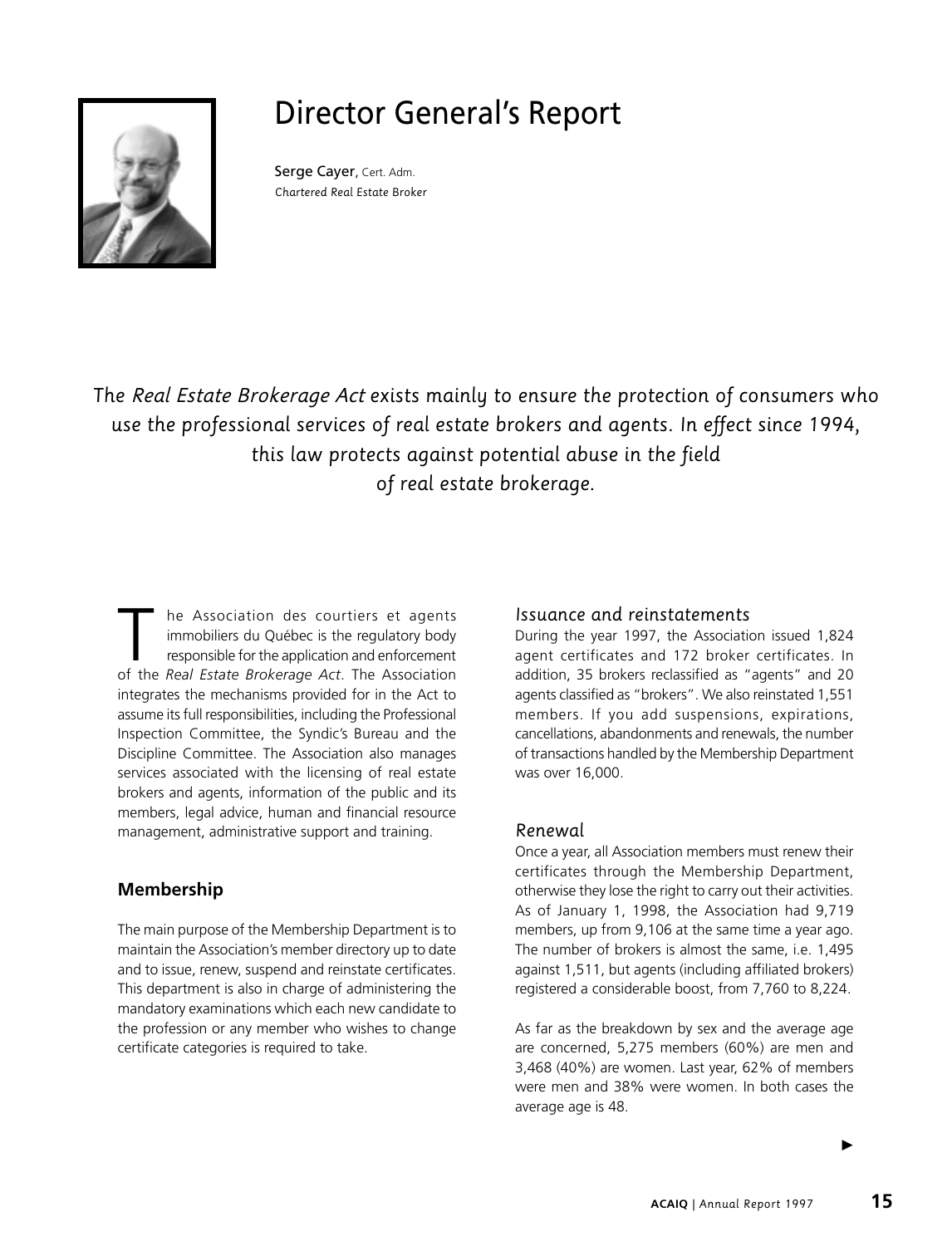# Director General's Report

Serge Cayer, Cert. Adm.
*Chartered Real Estate Broker*

*The Real Estate Brokerage Act exists mainly to ensure the protection of consumers who use the professional services of real estate brokers and agents. In effect since 1994, this law protects against potential abuse in the field of real estate brokerage.*

The Association des courtiers et agents immobiliers du Québec is the regulatory body responsible for the application and enforcement of the *Real Estate Brokerage Act*. The Association integrates the mechanisms provided for in the Act to assume its full responsibilities, including the Professional Inspection Committee, the Syndic's Bureau and the Discipline Committee. The Association also manages services associated with the licensing of real estate brokers and agents, information of the public and its members, legal advice, human and financial resource management, administrative support and training.

## Membership

The main purpose of the Membership Department is to maintain the Association's member directory up to date and to issue, renew, suspend and reinstate certificates. This department is also in charge of administering the mandatory examinations which each new candidate to the profession or any member who wishes to change certificate categories is required to take.

### Issuance and reinstatements

During the year 1997, the Association issued 1,824 agent certificates and 172 broker certificates. In addition, 35 brokers reclassified as "agents" and 20 agents classified as "brokers". We also reinstated 1,551 members. If you add suspensions, expirations, cancellations, abandonments and renewals, the number of transactions handled by the Membership Department was over 16,000.

### Renewal

Once a year, all Association members must renew their certificates through the Membership Department, otherwise they lose the right to carry out their activities. As of January 1, 1998, the Association had 9,719 members, up from 9,106 at the same time a year ago. The number of brokers is almost the same, i.e. 1,495 against 1,511, but agents (including affiliated brokers) registered a considerable boost, from 7,760 to 8,224.

As far as the breakdown by sex and the average age are concerned, 5,275 members (60%) are men and 3,468 (40%) are women. Last year, 62% of members were men and 38% were women. In both cases the average age is 48.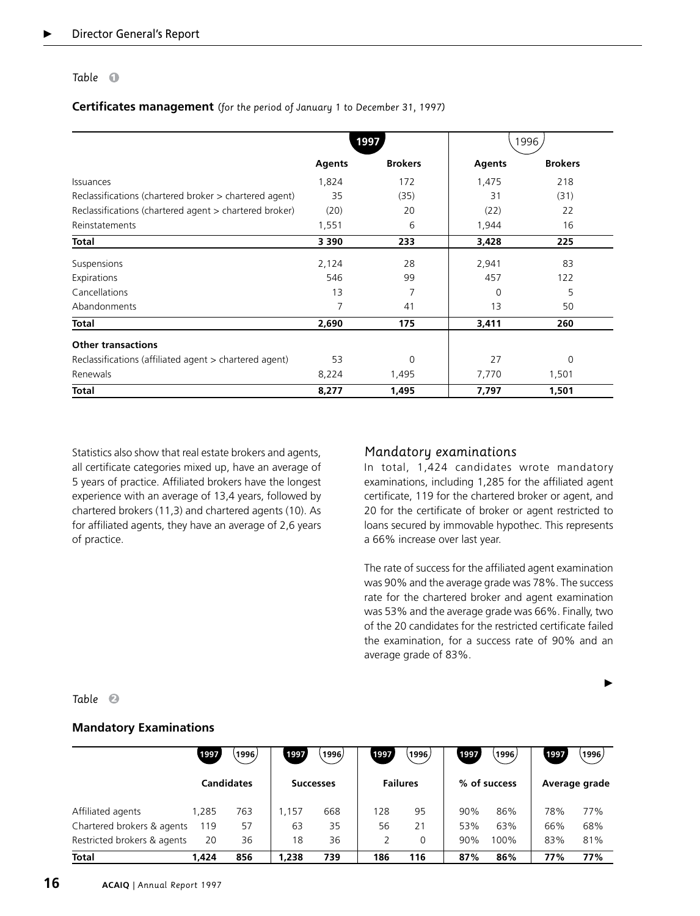*Table* ❶

**Certificates management** *(for the period of January 1 to December 31, 1997)*

| | 1997 | | 1996 | |
|---|---|---|---|---|
| | **Agents** | **Brokers** | **Agents** | **Brokers** |
| Issuances | 1,824 | 172 | 1,475 | 218 |
| Reclassifications (chartered broker > chartered agent) | 35 | (35) | 31 | (31) |
| Reclassifications (chartered agent > chartered broker) | (20) | 20 | (22) | 22 |
| Reinstatements | 1,551 | 6 | 1,944 | 16 |
| **Total** | **3 390** | **233** | **3,428** | **225** |
| Suspensions | 2,124 | 28 | 2,941 | 83 |
| Expirations | 546 | 99 | 457 | 122 |
| Cancellations | 13 | 7 | 0 | 5 |
| Abandonments | 7 | 41 | 13 | 50 |
| **Total** | **2,690** | **175** | **3,411** | **260** |
| **Other transactions** | | | | |
| Reclassifications (affiliated agent > chartered agent) | 53 | 0 | 27 | 0 |
| Renewals | 8,224 | 1,495 | 7,770 | 1,501 |
| **Total** | **8,277** | **1,495** | **7,797** | **1,501** |

Statistics also show that real estate brokers and agents, all certificate categories mixed up, have an average of 5 years of practice. Affiliated brokers have the longest experience with an average of 13,4 years, followed by chartered brokers (11,3) and chartered agents (10). As for affiliated agents, they have an average of 2,6 years of practice.

## Mandatory examinations

In total, 1,424 candidates wrote mandatory examinations, including 1,285 for the affiliated agent certificate, 119 for the chartered broker or agent, and 20 for the certificate of broker or agent restricted to loans secured by immovable hypothec. This represents a 66% increase over last year.

The rate of success for the affiliated agent examination was 90% and the average grade was 78%. The success rate for the chartered broker and agent examination was 53% and the average grade was 66%. Finally, two of the 20 candidates for the restricted certificate failed the examination, for a success rate of 90% and an average grade of 83%.

*Table* ❷

**Mandatory Examinations**

| | Candidates | | Successes | | Failures | | % of success | | Average grade | |
|---|---|---|---|---|---|---|---|---|---|---|
| | 1997 | 1996 | 1997 | 1996 | 1997 | 1996 | 1997 | 1996 | 1997 | 1996 |
| Affiliated agents | 1,285 | 763 | 1,157 | 668 | 128 | 95 | 90% | 86% | 78% | 77% |
| Chartered brokers & agents | 119 | 57 | 63 | 35 | 56 | 21 | 53% | 63% | 66% | 68% |
| Restricted brokers & agents | 20 | 36 | 18 | 36 | 2 | 0 | 90% | 100% | 83% | 81% |
| **Total** | **1,424** | **856** | **1,238** | **739** | **186** | **116** | **87%** | **86%** | **77%** | **77%** |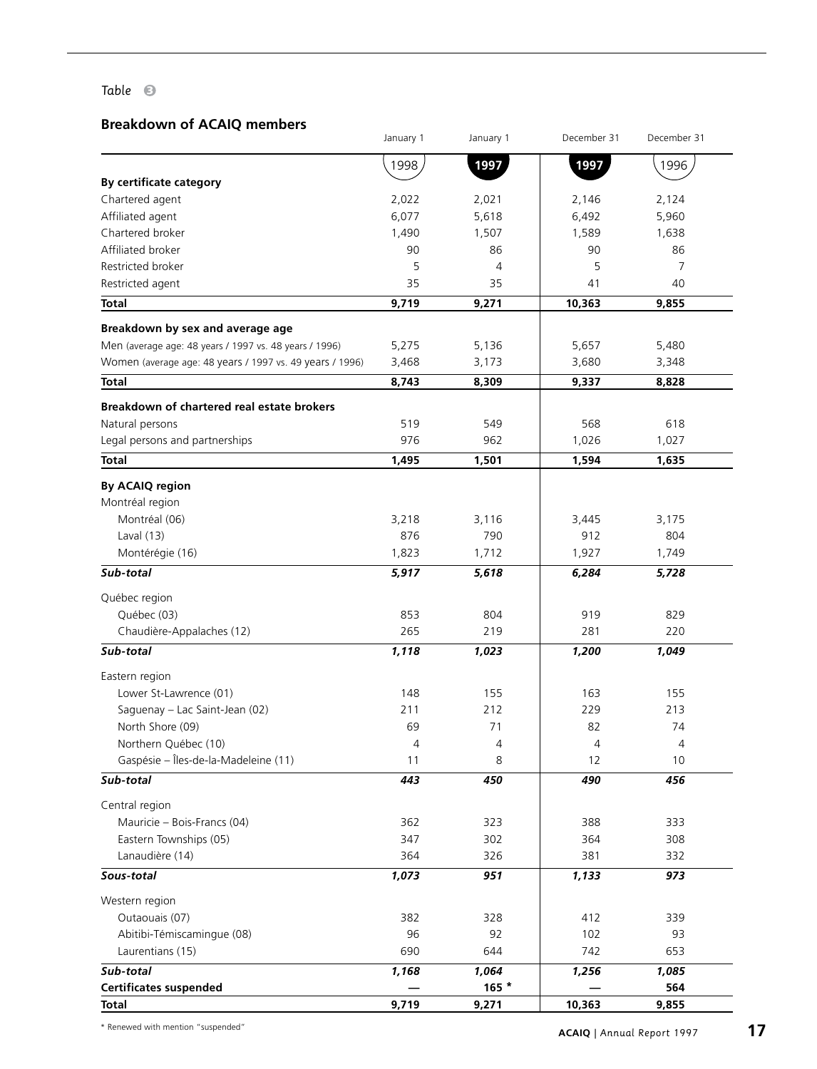*Table* ❸

### Breakdown of ACAIQ members

| | January 1 1998 | January 1 1997 | December 31 1997 | December 31 1996 |
|---|---|---|---|---|
| **By certificate category** | | | | |
| Chartered agent | 2,022 | 2,021 | 2,146 | 2,124 |
| Affiliated agent | 6,077 | 5,618 | 6,492 | 5,960 |
| Chartered broker | 1,490 | 1,507 | 1,589 | 1,638 |
| Affiliated broker | 90 | 86 | 90 | 86 |
| Restricted broker | 5 | 4 | 5 | 7 |
| Restricted agent | 35 | 35 | 41 | 40 |
| **Total** | **9,719** | **9,271** | **10,363** | **9,855** |
| **Breakdown by sex and average age** | | | | |
| Men (average age: 48 years / 1997 vs. 48 years / 1996) | 5,275 | 5,136 | 5,657 | 5,480 |
| Women (average age: 48 years / 1997 vs. 49 years / 1996) | 3,468 | 3,173 | 3,680 | 3,348 |
| **Total** | **8,743** | **8,309** | **9,337** | **8,828** |
| **Breakdown of chartered real estate brokers** | | | | |
| Natural persons | 519 | 549 | 568 | 618 |
| Legal persons and partnerships | 976 | 962 | 1,026 | 1,027 |
| **Total** | **1,495** | **1,501** | **1,594** | **1,635** |
| **By ACAIQ region** | | | | |
| Montréal region | | | | |
| Montréal (06) | 3,218 | 3,116 | 3,445 | 3,175 |
| Laval (13) | 876 | 790 | 912 | 804 |
| Montérégie (16) | 1,823 | 1,712 | 1,927 | 1,749 |
| ***Sub-total*** | ***5,917*** | ***5,618*** | ***6,284*** | ***5,728*** |
| Québec region | | | | |
| Québec (03) | 853 | 804 | 919 | 829 |
| Chaudière-Appalaches (12) | 265 | 219 | 281 | 220 |
| ***Sub-total*** | ***1,118*** | ***1,023*** | ***1,200*** | ***1,049*** |
| Eastern region | | | | |
| Lower St-Lawrence (01) | 148 | 155 | 163 | 155 |
| Saguenay – Lac Saint-Jean (02) | 211 | 212 | 229 | 213 |
| North Shore (09) | 69 | 71 | 82 | 74 |
| Northern Québec (10) | 4 | 4 | 4 | 4 |
| Gaspésie – Îles-de-la-Madeleine (11) | 11 | 8 | 12 | 10 |
| ***Sub-total*** | ***443*** | ***450*** | ***490*** | ***456*** |
| Central region | | | | |
| Mauricie – Bois-Francs (04) | 362 | 323 | 388 | 333 |
| Eastern Townships (05) | 347 | 302 | 364 | 308 |
| Lanaudière (14) | 364 | 326 | 381 | 332 |
| ***Sous-total*** | ***1,073*** | ***951*** | ***1,133*** | ***973*** |
| Western region | | | | |
| Outaouais (07) | 382 | 328 | 412 | 339 |
| Abitibi-Témiscamingue (08) | 96 | 92 | 102 | 93 |
| Laurentians (15) | 690 | 644 | 742 | 653 |
| ***Sub-total*** | ***1,168*** | ***1,064*** | ***1,256*** | ***1,085*** |
| **Certificates suspended** | — | **165 \*** | — | **564** |
| **Total** | **9,719** | **9,271** | **10,363** | **9,855** |

\* Renewed with mention "suspended"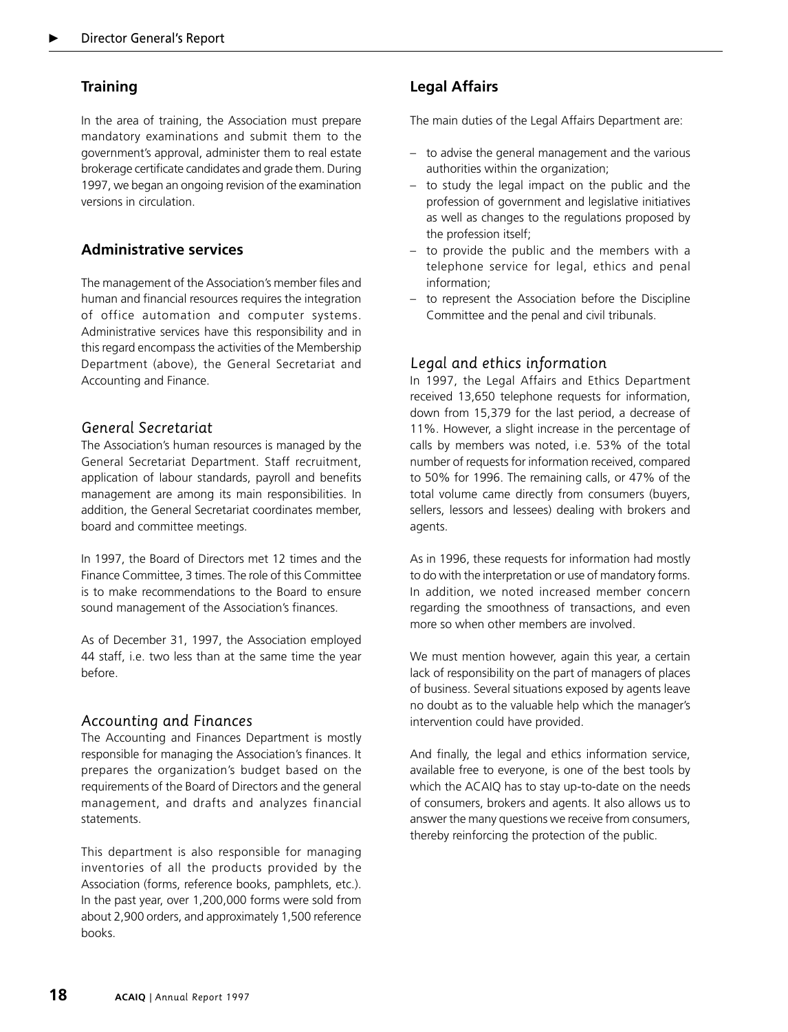## Training

In the area of training, the Association must prepare mandatory examinations and submit them to the government's approval, administer them to real estate brokerage certificate candidates and grade them. During 1997, we began an ongoing revision of the examination versions in circulation.

## Administrative services

The management of the Association's member files and human and financial resources requires the integration of office automation and computer systems. Administrative services have this responsibility and in this regard encompass the activities of the Membership Department (above), the General Secretariat and Accounting and Finance.

### *General Secretariat*

The Association's human resources is managed by the General Secretariat Department. Staff recruitment, application of labour standards, payroll and benefits management are among its main responsibilities. In addition, the General Secretariat coordinates member, board and committee meetings.

In 1997, the Board of Directors met 12 times and the Finance Committee, 3 times. The role of this Committee is to make recommendations to the Board to ensure sound management of the Association's finances.

As of December 31, 1997, the Association employed 44 staff, i.e. two less than at the same time the year before.

### *Accounting and Finances*

The Accounting and Finances Department is mostly responsible for managing the Association's finances. It prepares the organization's budget based on the requirements of the Board of Directors and the general management, and drafts and analyzes financial statements.

This department is also responsible for managing inventories of all the products provided by the Association (forms, reference books, pamphlets, etc.). In the past year, over 1,200,000 forms were sold from about 2,900 orders, and approximately 1,500 reference books.

## Legal Affairs

The main duties of the Legal Affairs Department are:

- to advise the general management and the various authorities within the organization;
- to study the legal impact on the public and the profession of government and legislative initiatives as well as changes to the regulations proposed by the profession itself;
- to provide the public and the members with a telephone service for legal, ethics and penal information;
- to represent the Association before the Discipline Committee and the penal and civil tribunals.

### *Legal and ethics information*

In 1997, the Legal Affairs and Ethics Department received 13,650 telephone requests for information, down from 15,379 for the last period, a decrease of 11%. However, a slight increase in the percentage of calls by members was noted, i.e. 53% of the total number of requests for information received, compared to 50% for 1996. The remaining calls, or 47% of the total volume came directly from consumers (buyers, sellers, lessors and lessees) dealing with brokers and agents.

As in 1996, these requests for information had mostly to do with the interpretation or use of mandatory forms. In addition, we noted increased member concern regarding the smoothness of transactions, and even more so when other members are involved.

We must mention however, again this year, a certain lack of responsibility on the part of managers of places of business. Several situations exposed by agents leave no doubt as to the valuable help which the manager's intervention could have provided.

And finally, the legal and ethics information service, available free to everyone, is one of the best tools by which the ACAIQ has to stay up-to-date on the needs of consumers, brokers and agents. It also allows us to answer the many questions we receive from consumers, thereby reinforcing the protection of the public.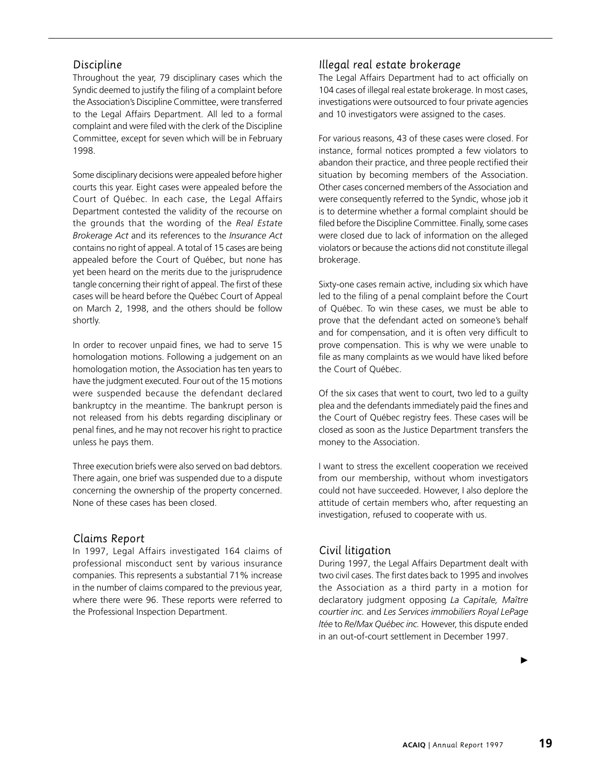## Discipline

Throughout the year, 79 disciplinary cases which the Syndic deemed to justify the filing of a complaint before the Association's Discipline Committee, were transferred to the Legal Affairs Department. All led to a formal complaint and were filed with the clerk of the Discipline Committee, except for seven which will be in February 1998.

Some disciplinary decisions were appealed before higher courts this year. Eight cases were appealed before the Court of Québec. In each case, the Legal Affairs Department contested the validity of the recourse on the grounds that the wording of the *Real Estate Brokerage Act* and its references to the *Insurance Act* contains no right of appeal. A total of 15 cases are being appealed before the Court of Québec, but none has yet been heard on the merits due to the jurisprudence tangle concerning their right of appeal. The first of these cases will be heard before the Québec Court of Appeal on March 2, 1998, and the others should be follow shortly.

In order to recover unpaid fines, we had to serve 15 homologation motions. Following a judgement on an homologation motion, the Association has ten years to have the judgment executed. Four out of the 15 motions were suspended because the defendant declared bankruptcy in the meantime. The bankrupt person is not released from his debts regarding disciplinary or penal fines, and he may not recover his right to practice unless he pays them.

Three execution briefs were also served on bad debtors. There again, one brief was suspended due to a dispute concerning the ownership of the property concerned. None of these cases has been closed.

## Claims Report

In 1997, Legal Affairs investigated 164 claims of professional misconduct sent by various insurance companies. This represents a substantial 71% increase in the number of claims compared to the previous year, where there were 96. These reports were referred to the Professional Inspection Department.

## Illegal real estate brokerage

The Legal Affairs Department had to act officially on 104 cases of illegal real estate brokerage. In most cases, investigations were outsourced to four private agencies and 10 investigators were assigned to the cases.

For various reasons, 43 of these cases were closed. For instance, formal notices prompted a few violators to abandon their practice, and three people rectified their situation by becoming members of the Association. Other cases concerned members of the Association and were consequently referred to the Syndic, whose job it is to determine whether a formal complaint should be filed before the Discipline Committee. Finally, some cases were closed due to lack of information on the alleged violators or because the actions did not constitute illegal brokerage.

Sixty-one cases remain active, including six which have led to the filing of a penal complaint before the Court of Québec. To win these cases, we must be able to prove that the defendant acted on someone's behalf and for compensation, and it is often very difficult to prove compensation. This is why we were unable to file as many complaints as we would have liked before the Court of Québec.

Of the six cases that went to court, two led to a guilty plea and the defendants immediately paid the fines and the Court of Québec registry fees. These cases will be closed as soon as the Justice Department transfers the money to the Association.

I want to stress the excellent cooperation we received from our membership, without whom investigators could not have succeeded. However, I also deplore the attitude of certain members who, after requesting an investigation, refused to cooperate with us.

## Civil litigation

During 1997, the Legal Affairs Department dealt with two civil cases. The first dates back to 1995 and involves the Association as a third party in a motion for declaratory judgment opposing *La Capitale, Maître courtier inc.* and *Les Services immobiliers Royal LePage ltée* to *Re/Max Québec inc.* However, this dispute ended in an out-of-court settlement in December 1997.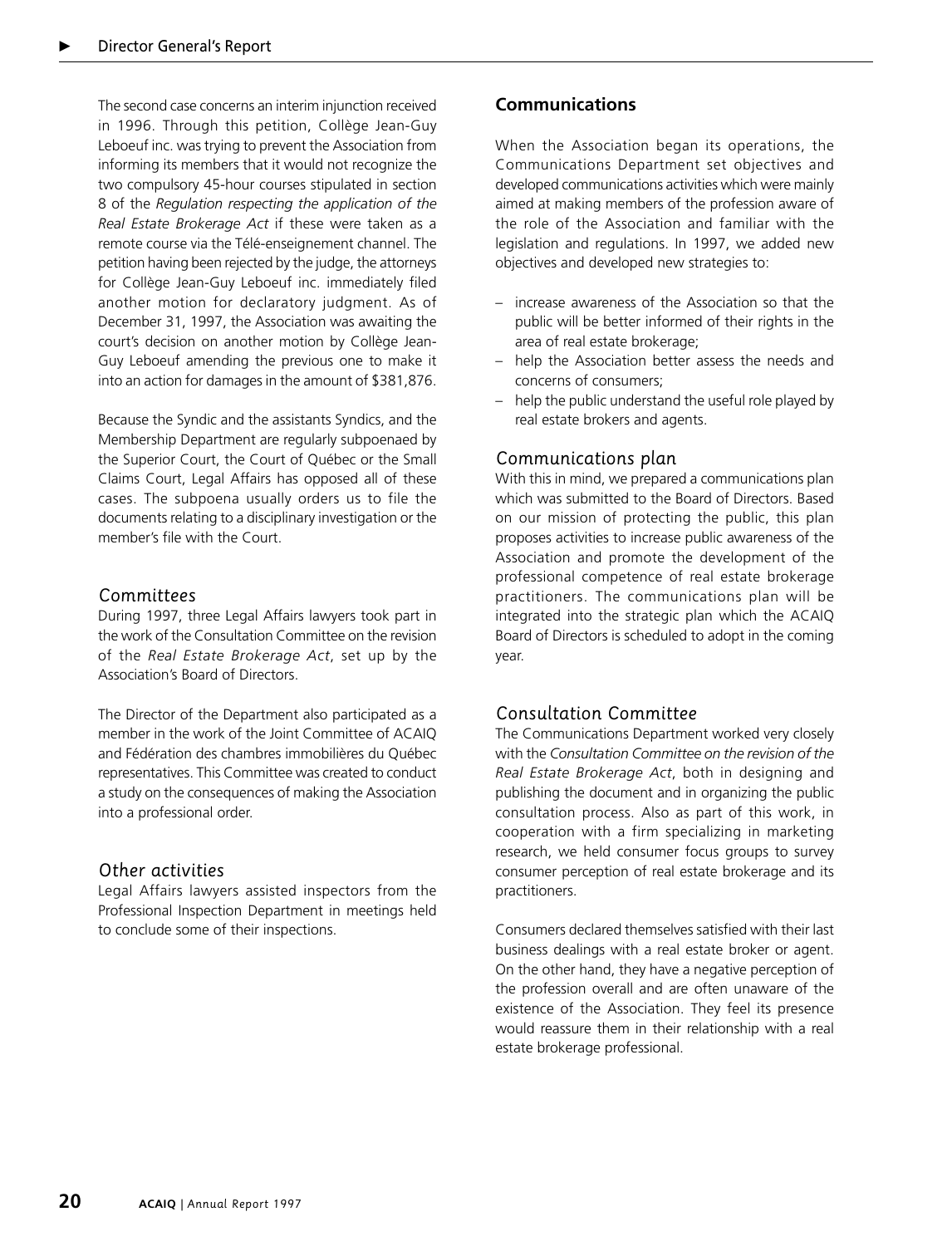The second case concerns an interim injunction received in 1996. Through this petition, Collège Jean-Guy Leboeuf inc. was trying to prevent the Association from informing its members that it would not recognize the two compulsory 45-hour courses stipulated in section 8 of the *Regulation respecting the application of the Real Estate Brokerage Act* if these were taken as a remote course via the Télé-enseignement channel. The petition having been rejected by the judge, the attorneys for Collège Jean-Guy Leboeuf inc. immediately filed another motion for declaratory judgment. As of December 31, 1997, the Association was awaiting the court's decision on another motion by Collège Jean-Guy Leboeuf amending the previous one to make it into an action for damages in the amount of $381,876.

Because the Syndic and the assistants Syndics, and the Membership Department are regularly subpoenaed by the Superior Court, the Court of Québec or the Small Claims Court, Legal Affairs has opposed all of these cases. The subpoena usually orders us to file the documents relating to a disciplinary investigation or the member's file with the Court.

### Committees

During 1997, three Legal Affairs lawyers took part in the work of the Consultation Committee on the revision of the *Real Estate Brokerage Act*, set up by the Association's Board of Directors.

The Director of the Department also participated as a member in the work of the Joint Committee of ACAIQ and Fédération des chambres immobilières du Québec representatives. This Committee was created to conduct a study on the consequences of making the Association into a professional order.

### Other activities

Legal Affairs lawyers assisted inspectors from the Professional Inspection Department in meetings held to conclude some of their inspections.

## Communications

When the Association began its operations, the Communications Department set objectives and developed communications activities which were mainly aimed at making members of the profession aware of the role of the Association and familiar with the legislation and regulations. In 1997, we added new objectives and developed new strategies to:

– increase awareness of the Association so that the public will be better informed of their rights in the area of real estate brokerage;
– help the Association better assess the needs and concerns of consumers;
– help the public understand the useful role played by real estate brokers and agents.

### Communications plan

With this in mind, we prepared a communications plan which was submitted to the Board of Directors. Based on our mission of protecting the public, this plan proposes activities to increase public awareness of the Association and promote the development of the professional competence of real estate brokerage practitioners. The communications plan will be integrated into the strategic plan which the ACAIQ Board of Directors is scheduled to adopt in the coming year.

### Consultation Committee

The Communications Department worked very closely with the *Consultation Committee on the revision of the Real Estate Brokerage Act*, both in designing and publishing the document and in organizing the public consultation process. Also as part of this work, in cooperation with a firm specializing in marketing research, we held consumer focus groups to survey consumer perception of real estate brokerage and its practitioners.

Consumers declared themselves satisfied with their last business dealings with a real estate broker or agent. On the other hand, they have a negative perception of the profession overall and are often unaware of the existence of the Association. They feel its presence would reassure them in their relationship with a real estate brokerage professional.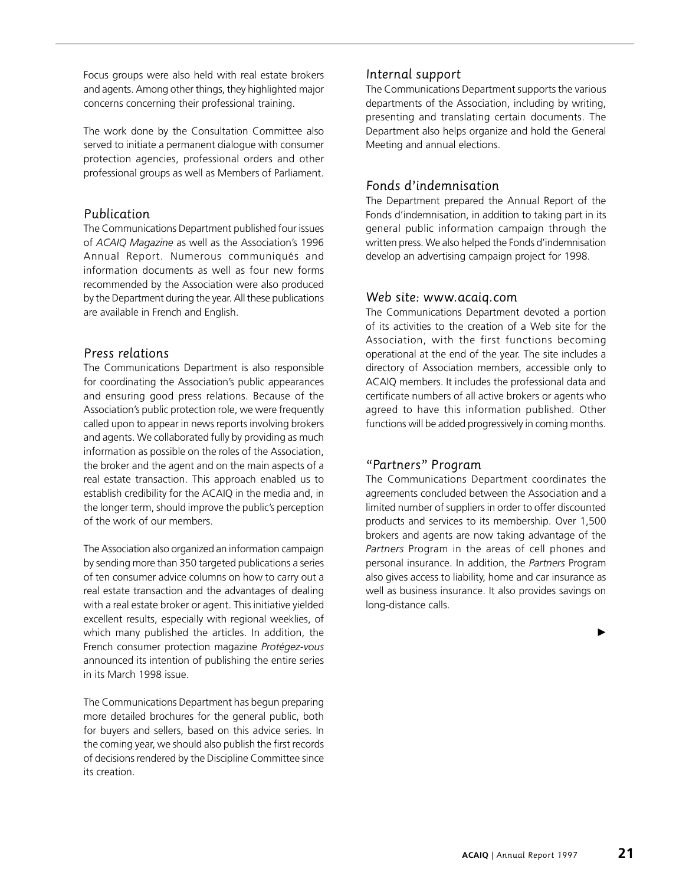Focus groups were also held with real estate brokers and agents. Among other things, they highlighted major concerns concerning their professional training.

The work done by the Consultation Committee also served to initiate a permanent dialogue with consumer protection agencies, professional orders and other professional groups as well as Members of Parliament.

### Publication

The Communications Department published four issues of *ACAIQ Magazine* as well as the Association's 1996 Annual Report. Numerous communiqués and information documents as well as four new forms recommended by the Association were also produced by the Department during the year. All these publications are available in French and English.

### Press relations

The Communications Department is also responsible for coordinating the Association's public appearances and ensuring good press relations. Because of the Association's public protection role, we were frequently called upon to appear in news reports involving brokers and agents. We collaborated fully by providing as much information as possible on the roles of the Association, the broker and the agent and on the main aspects of a real estate transaction. This approach enabled us to establish credibility for the ACAIQ in the media and, in the longer term, should improve the public's perception of the work of our members.

The Association also organized an information campaign by sending more than 350 targeted publications a series of ten consumer advice columns on how to carry out a real estate transaction and the advantages of dealing with a real estate broker or agent. This initiative yielded excellent results, especially with regional weeklies, of which many published the articles. In addition, the French consumer protection magazine *Protégez-vous* announced its intention of publishing the entire series in its March 1998 issue.

The Communications Department has begun preparing more detailed brochures for the general public, both for buyers and sellers, based on this advice series. In the coming year, we should also publish the first records of decisions rendered by the Discipline Committee since its creation.

### Internal support

The Communications Department supports the various departments of the Association, including by writing, presenting and translating certain documents. The Department also helps organize and hold the General Meeting and annual elections.

### Fonds d'indemnisation

The Department prepared the Annual Report of the Fonds d'indemnisation, in addition to taking part in its general public information campaign through the written press. We also helped the Fonds d'indemnisation develop an advertising campaign project for 1998.

### Web site: www.acaiq.com

The Communications Department devoted a portion of its activities to the creation of a Web site for the Association, with the first functions becoming operational at the end of the year. The site includes a directory of Association members, accessible only to ACAIQ members. It includes the professional data and certificate numbers of all active brokers or agents who agreed to have this information published. Other functions will be added progressively in coming months.

### "Partners" Program

The Communications Department coordinates the agreements concluded between the Association and a limited number of suppliers in order to offer discounted products and services to its membership. Over 1,500 brokers and agents are now taking advantage of the *Partners* Program in the areas of cell phones and personal insurance. In addition, the *Partners* Program also gives access to liability, home and car insurance as well as business insurance. It also provides savings on long-distance calls.

►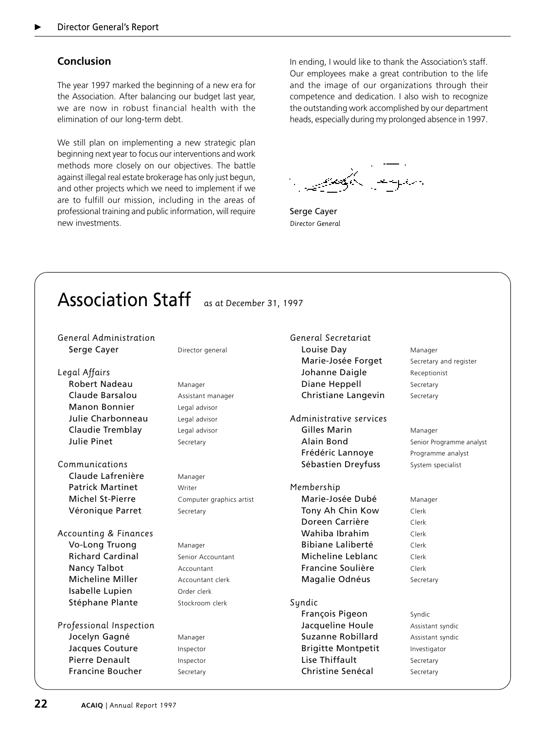## Conclusion

The year 1997 marked the beginning of a new era for the Association. After balancing our budget last year, we are now in robust financial health with the elimination of our long-term debt.

We still plan on implementing a new strategic plan beginning next year to focus our interventions and work methods more closely on our objectives. The battle against illegal real estate brokerage has only just begun, and other projects which we need to implement if we are to fulfill our mission, including in the areas of professional training and public information, will require new investments.

In ending, I would like to thank the Association's staff. Our employees make a great contribution to the life and the image of our organizations through their competence and dedication. I also wish to recognize the outstanding work accomplished by our department heads, especially during my prolonged absence in 1997.

Serge Cayer
*Director General*

# Association Staff *as at December 31, 1997*

*General Administration*

| | |
|---|---|
| Serge Cayer | Director general |

*Legal Affairs*

| | |
|---|---|
| Robert Nadeau | Manager |
| Claude Barsalou | Assistant manager |
| Manon Bonnier | Legal advisor |
| Julie Charbonneau | Legal advisor |
| Claudie Tremblay | Legal advisor |
| Julie Pinet | Secretary |

*Communications*

| | |
|---|---|
| Claude Lafrenière | Manager |
| Patrick Martinet | Writer |
| Michel St-Pierre | Computer graphics artist |
| Véronique Parret | Secretary |

*Accounting & Finances*

| | |
|---|---|
| Vo-Long Truong | Manager |
| Richard Cardinal | Senior Accountant |
| Nancy Talbot | Accountant |
| Micheline Miller | Accountant clerk |
| Isabelle Lupien | Order clerk |
| Stéphane Plante | Stockroom clerk |

*Professional Inspection*

| | |
|---|---|
| Jocelyn Gagné | Manager |
| Jacques Couture | Inspector |
| Pierre Denault | Inspector |
| Francine Boucher | Secretary |

*General Secretariat*

| | |
|---|---|
| Louise Day | Manager |
| Marie-Josée Forget | Secretary and register |
| Johanne Daigle | Receptionist |
| Diane Heppell | Secretary |
| Christiane Langevin | Secretary |

*Administrative services*

| | |
|---|---|
| Gilles Marin | Manager |
| Alain Bond | Senior Programme analyst |
| Frédéric Lannoye | Programme analyst |
| Sébastien Dreyfuss | System specialist |

*Membership*

| | |
|---|---|
| Marie-Josée Dubé | Manager |
| Tony Ah Chin Kow | Clerk |
| Doreen Carrière | Clerk |
| Wahiba Ibrahim | Clerk |
| Bibiane Laliberté | Clerk |
| Micheline Leblanc | Clerk |
| Francine Soulière | Clerk |
| Magalie Odnéus | Secretary |

*Syndic*

| | |
|---|---|
| François Pigeon | Syndic |
| Jacqueline Houle | Assistant syndic |
| Suzanne Robillard | Assistant syndic |
| Brigitte Montpetit | Investigator |
| Lise Thiffault | Secretary |
| Christine Senécal | Secretary |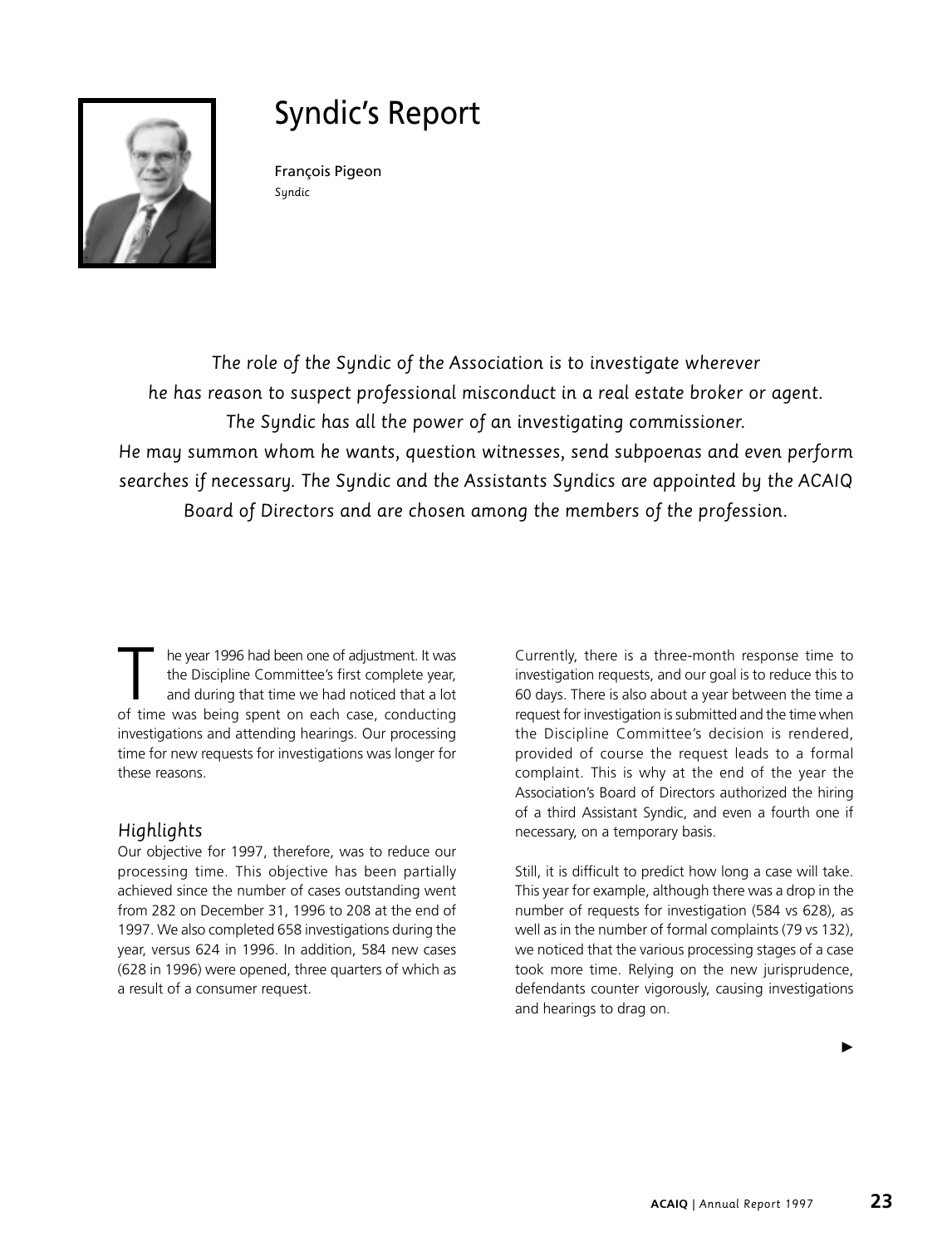# Syndic's Report

François Pigeon
*Syndic*

*The role of the Syndic of the Association is to investigate wherever he has reason to suspect professional misconduct in a real estate broker or agent. The Syndic has all the power of an investigating commissioner. He may summon whom he wants, question witnesses, send subpoenas and even perform searches if necessary. The Syndic and the Assistants Syndics are appointed by the ACAIQ Board of Directors and are chosen among the members of the profession.*

The year 1996 had been one of adjustment. It was the Discipline Committee's first complete year, and during that time we had noticed that a lot of time was being spent on each case, conducting investigations and attending hearings. Our processing time for new requests for investigations was longer for these reasons.

## Highlights

Our objective for 1997, therefore, was to reduce our processing time. This objective has been partially achieved since the number of cases outstanding went from 282 on December 31, 1996 to 208 at the end of 1997. We also completed 658 investigations during the year, versus 624 in 1996. In addition, 584 new cases (628 in 1996) were opened, three quarters of which as a result of a consumer request.

Currently, there is a three-month response time to investigation requests, and our goal is to reduce this to 60 days. There is also about a year between the time a request for investigation is submitted and the time when the Discipline Committee's decision is rendered, provided of course the request leads to a formal complaint. This is why at the end of the year the Association's Board of Directors authorized the hiring of a third Assistant Syndic, and even a fourth one if necessary, on a temporary basis.

Still, it is difficult to predict how long a case will take. This year for example, although there was a drop in the number of requests for investigation (584 vs 628), as well as in the number of formal complaints (79 vs 132), we noticed that the various processing stages of a case took more time. Relying on the new jurisprudence, defendants counter vigorously, causing investigations and hearings to drag on.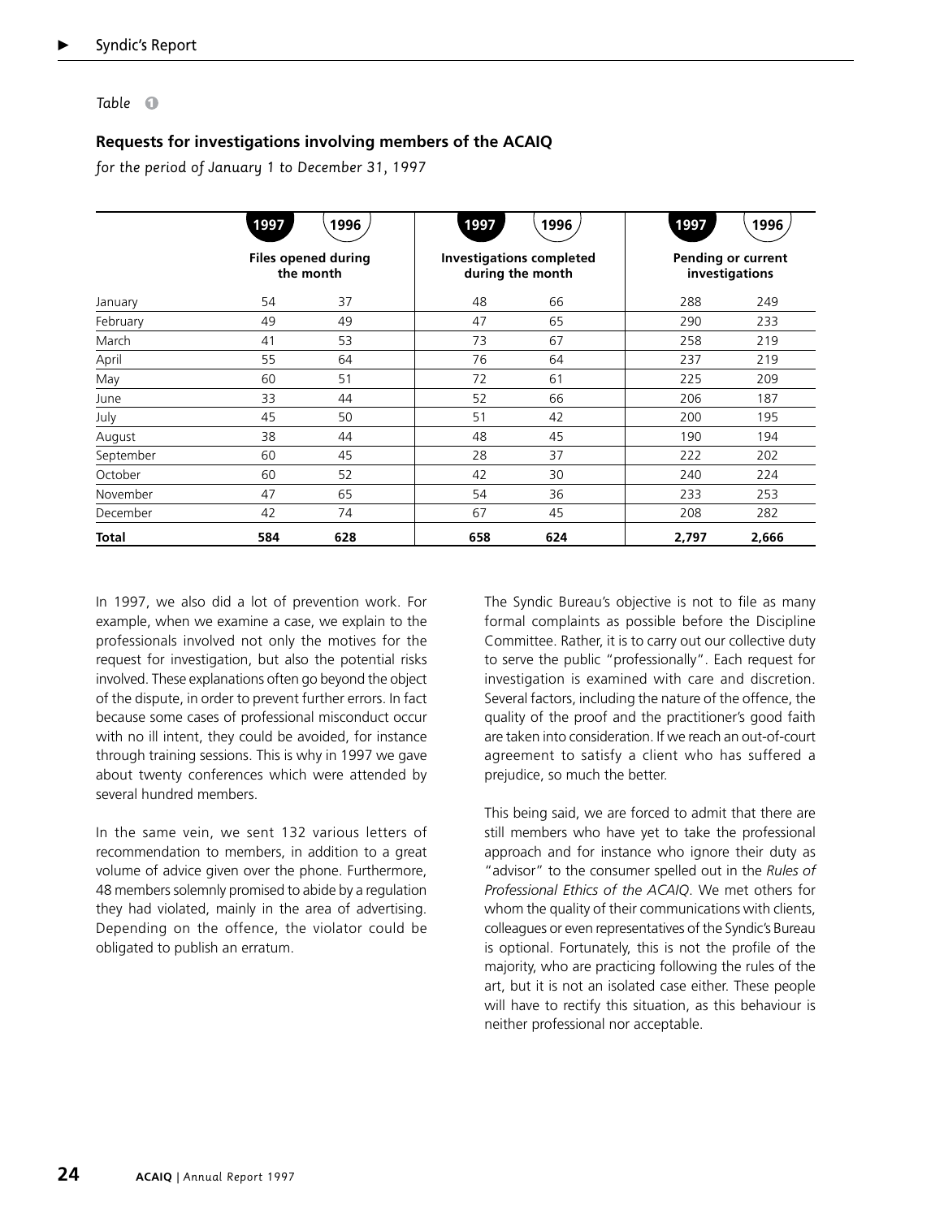*Table* ❶

### Requests for investigations involving members of the ACAIQ

*for the period of January 1 to December 31, 1997*

| | 1997 | 1996 | 1997 | 1996 | 1997 | 1996 |
|---|---|---|---|---|---|---|
| | Files opened during the month | | Investigations completed during the month | | Pending or current investigations | |
| January | 54 | 37 | 48 | 66 | 288 | 249 |
| February | 49 | 49 | 47 | 65 | 290 | 233 |
| March | 41 | 53 | 73 | 67 | 258 | 219 |
| April | 55 | 64 | 76 | 64 | 237 | 219 |
| May | 60 | 51 | 72 | 61 | 225 | 209 |
| June | 33 | 44 | 52 | 66 | 206 | 187 |
| July | 45 | 50 | 51 | 42 | 200 | 195 |
| August | 38 | 44 | 48 | 45 | 190 | 194 |
| September | 60 | 45 | 28 | 37 | 222 | 202 |
| October | 60 | 52 | 42 | 30 | 240 | 224 |
| November | 47 | 65 | 54 | 36 | 233 | 253 |
| December | 42 | 74 | 67 | 45 | 208 | 282 |
| **Total** | **584** | **628** | **658** | **624** | **2,797** | **2,666** |

In 1997, we also did a lot of prevention work. For example, when we examine a case, we explain to the professionals involved not only the motives for the request for investigation, but also the potential risks involved. These explanations often go beyond the object of the dispute, in order to prevent further errors. In fact because some cases of professional misconduct occur with no ill intent, they could be avoided, for instance through training sessions. This is why in 1997 we gave about twenty conferences which were attended by several hundred members.

In the same vein, we sent 132 various letters of recommendation to members, in addition to a great volume of advice given over the phone. Furthermore, 48 members solemnly promised to abide by a regulation they had violated, mainly in the area of advertising. Depending on the offence, the violator could be obligated to publish an erratum.

The Syndic Bureau's objective is not to file as many formal complaints as possible before the Discipline Committee. Rather, it is to carry out our collective duty to serve the public "professionally". Each request for investigation is examined with care and discretion. Several factors, including the nature of the offence, the quality of the proof and the practitioner's good faith are taken into consideration. If we reach an out-of-court agreement to satisfy a client who has suffered a prejudice, so much the better.

This being said, we are forced to admit that there are still members who have yet to take the professional approach and for instance who ignore their duty as "advisor" to the consumer spelled out in the *Rules of Professional Ethics of the ACAIQ*. We met others for whom the quality of their communications with clients, colleagues or even representatives of the Syndic's Bureau is optional. Fortunately, this is not the profile of the majority, who are practicing following the rules of the art, but it is not an isolated case either. These people will have to rectify this situation, as this behaviour is neither professional nor acceptable.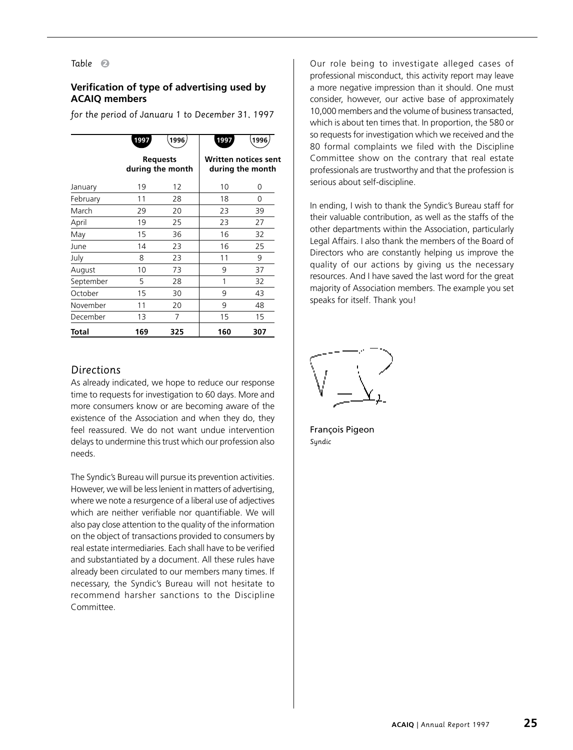*Table 2*

**Verification of type of advertising used by ACAIQ members**

*for the period of January 1 to December 31, 1997*

| | 1997 | 1996 | 1997 | 1996 |
|---|---|---|---|---|
| | **Requests during the month** | | **Written notices sent during the month** | |
| January | 19 | 12 | 10 | 0 |
| February | 11 | 28 | 18 | 0 |
| March | 29 | 20 | 23 | 39 |
| April | 19 | 25 | 23 | 27 |
| May | 15 | 36 | 16 | 32 |
| June | 14 | 23 | 16 | 25 |
| July | 8 | 23 | 11 | 9 |
| August | 10 | 73 | 9 | 37 |
| September | 5 | 28 | 1 | 32 |
| October | 15 | 30 | 9 | 43 |
| November | 11 | 20 | 9 | 48 |
| December | 13 | 7 | 15 | 15 |
| **Total** | **169** | **325** | **160** | **307** |

## Directions

As already indicated, we hope to reduce our response time to requests for investigation to 60 days. More and more consumers know or are becoming aware of the existence of the Association and when they do, they feel reassured. We do not want undue intervention delays to undermine this trust which our profession also needs.

The Syndic's Bureau will pursue its prevention activities. However, we will be less lenient in matters of advertising, where we note a resurgence of a liberal use of adjectives which are neither verifiable nor quantifiable. We will also pay close attention to the quality of the information on the object of transactions provided to consumers by real estate intermediaries. Each shall have to be verified and substantiated by a document. All these rules have already been circulated to our members many times. If necessary, the Syndic's Bureau will not hesitate to recommend harsher sanctions to the Discipline Committee.

Our role being to investigate alleged cases of professional misconduct, this activity report may leave a more negative impression than it should. One must consider, however, our active base of approximately 10,000 members and the volume of business transacted, which is about ten times that. In proportion, the 580 or so requests for investigation which we received and the 80 formal complaints we filed with the Discipline Committee show on the contrary that real estate professionals are trustworthy and that the profession is serious about self-discipline.

In ending, I wish to thank the Syndic's Bureau staff for their valuable contribution, as well as the staffs of the other departments within the Association, particularly Legal Affairs. I also thank the members of the Board of Directors who are constantly helping us improve the quality of our actions by giving us the necessary resources. And I have saved the last word for the great majority of Association members. The example you set speaks for itself. Thank you!

François Pigeon
*Syndic*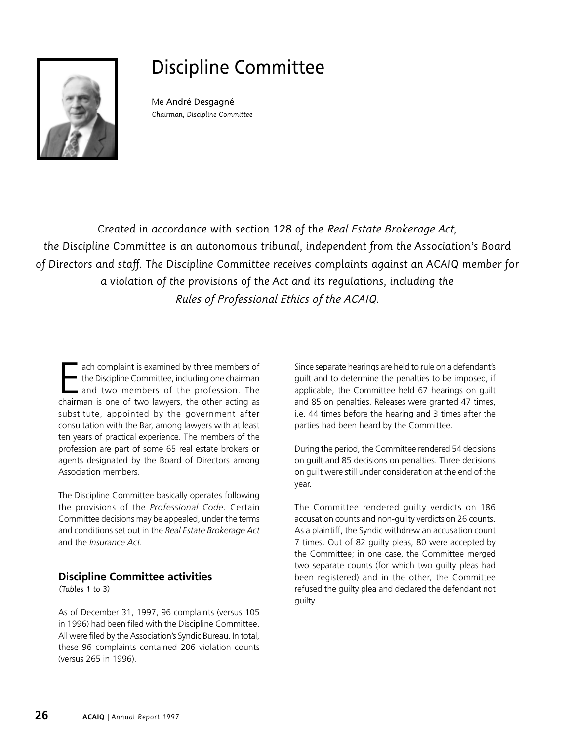# Discipline Committee

Me **André Desgagné**
*Chairman, Discipline Committee*

*Created in accordance with section 128 of the Real Estate Brokerage Act, the Discipline Committee is an autonomous tribunal, independent from the Association's Board of Directors and staff. The Discipline Committee receives complaints against an ACAIQ member for a violation of the provisions of the Act and its regulations, including the Rules of Professional Ethics of the ACAIQ.*

Each complaint is examined by three members of the Discipline Committee, including one chairman and two members of the profession. The chairman is one of two lawyers, the other acting as substitute, appointed by the government after consultation with the Bar, among lawyers with at least ten years of practical experience. The members of the profession are part of some 65 real estate brokers or agents designated by the Board of Directors among Association members.

The Discipline Committee basically operates following the provisions of the *Professional Code*. Certain Committee decisions may be appealed, under the terms and conditions set out in the *Real Estate Brokerage Act* and the *Insurance Act*.

## Discipline Committee activities

*(Tables 1 to 3)*

As of December 31, 1997, 96 complaints (versus 105 in 1996) had been filed with the Discipline Committee. All were filed by the Association's Syndic Bureau. In total, these 96 complaints contained 206 violation counts (versus 265 in 1996).

Since separate hearings are held to rule on a defendant's guilt and to determine the penalties to be imposed, if applicable, the Committee held 67 hearings on guilt and 85 on penalties. Releases were granted 47 times, i.e. 44 times before the hearing and 3 times after the parties had been heard by the Committee.

During the period, the Committee rendered 54 decisions on guilt and 85 decisions on penalties. Three decisions on guilt were still under consideration at the end of the year.

The Committee rendered guilty verdicts on 186 accusation counts and non-guilty verdicts on 26 counts. As a plaintiff, the Syndic withdrew an accusation count 7 times. Out of 82 guilty pleas, 80 were accepted by the Committee; in one case, the Committee merged two separate counts (for which two guilty pleas had been registered) and in the other, the Committee refused the guilty plea and declared the defendant not guilty.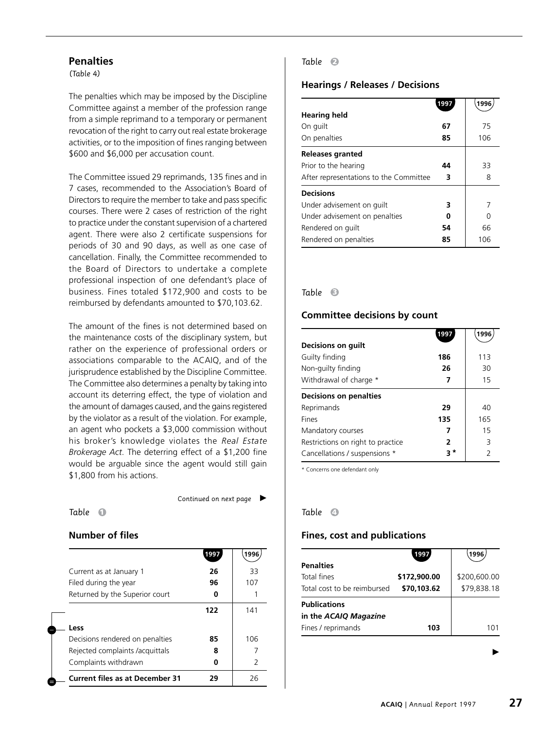## Penalties

*(Table 4)*

The penalties which may be imposed by the Discipline Committee against a member of the profession range from a simple reprimand to a temporary or permanent revocation of the right to carry out real estate brokerage activities, or to the imposition of fines ranging between $600 and $6,000 per accusation count.

The Committee issued 29 reprimands, 135 fines and in 7 cases, recommended to the Association's Board of Directors to require the member to take and pass specific courses. There were 2 cases of restriction of the right to practice under the constant supervision of a chartered agent. There were also 2 certificate suspensions for periods of 30 and 90 days, as well as one case of cancellation. Finally, the Committee recommended to the Board of Directors to undertake a complete professional inspection of one defendant's place of business. Fines totaled $172,900 and costs to be reimbursed by defendants amounted to $70,103.62.

The amount of the fines is not determined based on the maintenance costs of the disciplinary system, but rather on the experience of professional orders or associations comparable to the ACAIQ, and of the jurisprudence established by the Discipline Committee. The Committee also determines a penalty by taking into account its deterring effect, the type of violation and the amount of damages caused, and the gains registered by the violator as a result of the violation. For example, an agent who pockets a $3,000 commission without his broker's knowledge violates the *Real Estate Brokerage Act*. The deterring effect of a $1,200 fine would be arguable since the agent would still gain $1,800 from his actions.

*Continued on next page* ▶

*Table 1*

### Number of files

| | 1997 | 1996 |
|---|---|---|
| Current as at January 1 | **26** | 33 |
| Filed during the year | **96** | 107 |
| Returned by the Superior court | **0** | 1 |
| | **122** | 141 |
| **Less** | | |
| Decisions rendered on penalties | **85** | 106 |
| Rejected complaints /acquittals | **8** | 7 |
| Complaints withdrawn | **0** | 2 |
| **Current files as at December 31** | **29** | 26 |

*Table 2*

### Hearings / Releases / Decisions

| | 1997 | 1996 |
|---|---|---|
| **Hearing held** | | |
| On guilt | **67** | 75 |
| On penalties | **85** | 106 |
| **Releases granted** | | |
| Prior to the hearing | **44** | 33 |
| After representations to the Committee | **3** | 8 |
| **Decisions** | | |
| Under advisement on guilt | **3** | 7 |
| Under advisement on penalties | **0** | 0 |
| Rendered on guilt | **54** | 66 |
| Rendered on penalties | **85** | 106 |

*Table 3*

### Committee decisions by count

| | 1997 | 1996 |
|---|---|---|
| **Decisions on guilt** | | |
| Guilty finding | **186** | 113 |
| Non-guilty finding | **26** | 30 |
| Withdrawal of charge * | **7** | 15 |
| **Decisions on penalties** | | |
| Reprimands | **29** | 40 |
| Fines | **135** | 165 |
| Mandatory courses | **7** | 15 |
| Restrictions on right to practice | **2** | 3 |
| Cancellations / suspensions * | **3 *** | 2 |

\* Concerns one defendant only

*Table 4*

### Fines, cost and publications

| | 1997 | 1996 |
|---|---|---|
| **Penalties** | | |
| Total fines | **$172,900.00** | $200,600.00 |
| Total cost to be reimbursed | **$70,103.62** | $79,838.18 |
| **Publications in the *ACAIQ Magazine*** | | |
| Fines / reprimands | **103** | 101 |

▶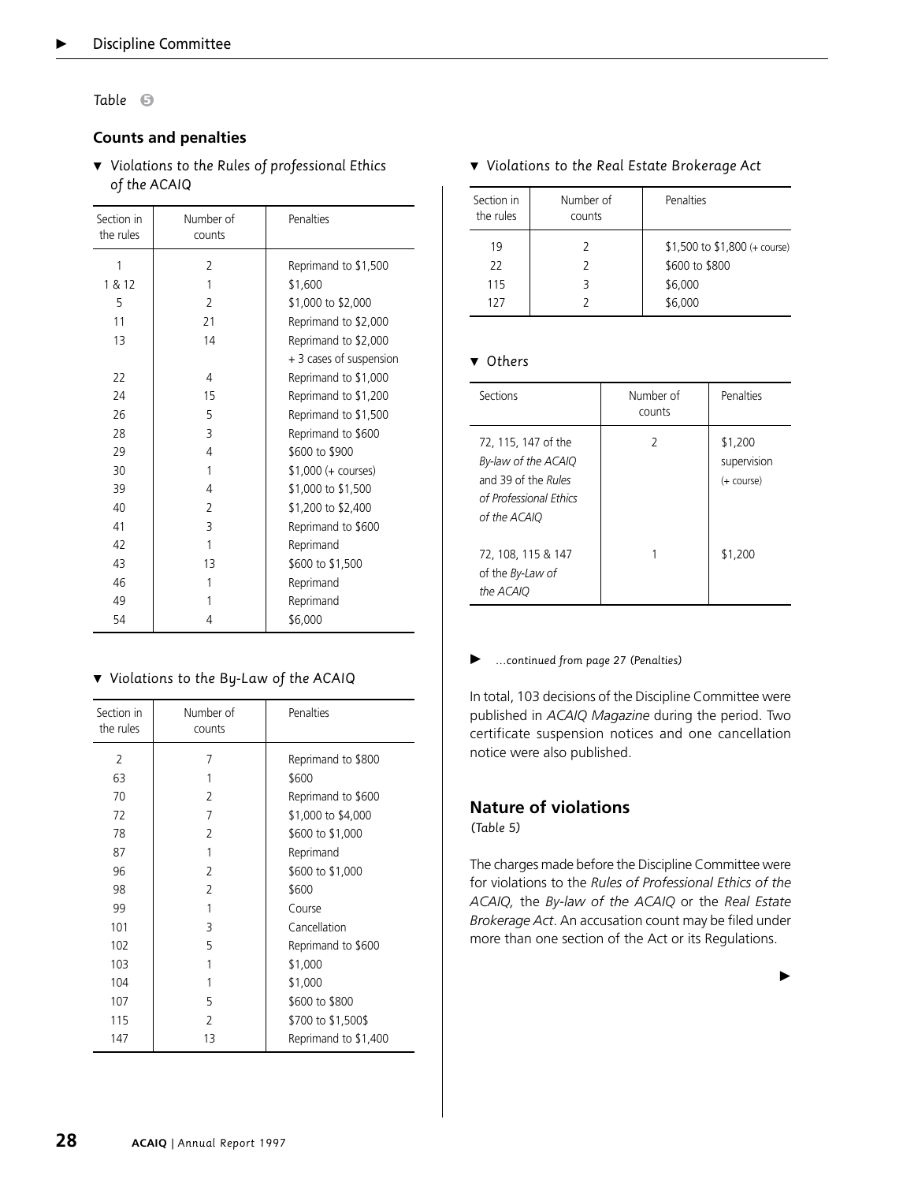Table 5

## Counts and penalties

▼ *Violations to the Rules of professional Ethics of the ACAIQ*

| Section in the rules | Number of counts | Penalties |
|---|---|---|
| 1 | 2 | Reprimand to $1,500 |
| 1 & 12 | 1 | $1,600 |
| 5 | 2 | $1,000 to $2,000 |
| 11 | 21 | Reprimand to $2,000 |
| 13 | 14 | Reprimand to $2,000 + 3 cases of suspension |
| 22 | 4 | Reprimand to $1,000 |
| 24 | 15 | Reprimand to $1,200 |
| 26 | 5 | Reprimand to $1,500 |
| 28 | 3 | Reprimand to $600 |
| 29 | 4 | $600 to $900 |
| 30 | 1 | $1,000 (+ courses) |
| 39 | 4 | $1,000 to $1,500 |
| 40 | 2 | $1,200 to $2,400 |
| 41 | 3 | Reprimand to $600 |
| 42 | 1 | Reprimand |
| 43 | 13 | $600 to $1,500 |
| 46 | 1 | Reprimand |
| 49 | 1 | Reprimand |
| 54 | 4 | $6,000 |

▼ *Violations to the By-Law of the ACAIQ*

| Section in the rules | Number of counts | Penalties |
|---|---|---|
| 2 | 7 | Reprimand to $800 |
| 63 | 1 | $600 |
| 70 | 2 | Reprimand to $600 |
| 72 | 7 | $1,000 to $4,000 |
| 78 | 2 | $600 to $1,000 |
| 87 | 1 | Reprimand |
| 96 | 2 | $600 to $1,000 |
| 98 | 2 | $600 |
| 99 | 1 | Course |
| 101 | 3 | Cancellation |
| 102 | 5 | Reprimand to $600 |
| 103 | 1 | $1,000 |
| 104 | 1 | $1,000 |
| 107 | 5 | $600 to $800 |
| 115 | 2 | $700 to $1,500$ |
| 147 | 13 | Reprimand to $1,400 |

▼ *Violations to the Real Estate Brokerage Act*

| Section in the rules | Number of counts | Penalties |
|---|---|---|
| 19 | 2 | $1,500 to $1,800 (+ course) |
| 22 | 2 | $600 to $800 |
| 115 | 3 | $6,000 |
| 127 | 2 | $6,000 |

▼ *Others*

| Sections | Number of counts | Penalties |
|---|---|---|
| 72, 115, 147 of the *By-law of the ACAIQ* and 39 of the *Rules of Professional Ethics of the ACAIQ* | 2 | $1,200 supervision (+ course) |
| 72, 108, 115 & 147 of the *By-Law of the ACAIQ* | 1 | $1,200 |

► *...continued from page 27 (Penalties)*

In total, 103 decisions of the Discipline Committee were published in *ACAIQ Magazine* during the period. Two certificate suspension notices and one cancellation notice were also published.

## Nature of violations

*(Table 5)*

The charges made before the Discipline Committee were for violations to the *Rules of Professional Ethics of the ACAIQ,* the *By-law of the ACAIQ* or the *Real Estate Brokerage Act*. An accusation count may be filed under more than one section of the Act or its Regulations.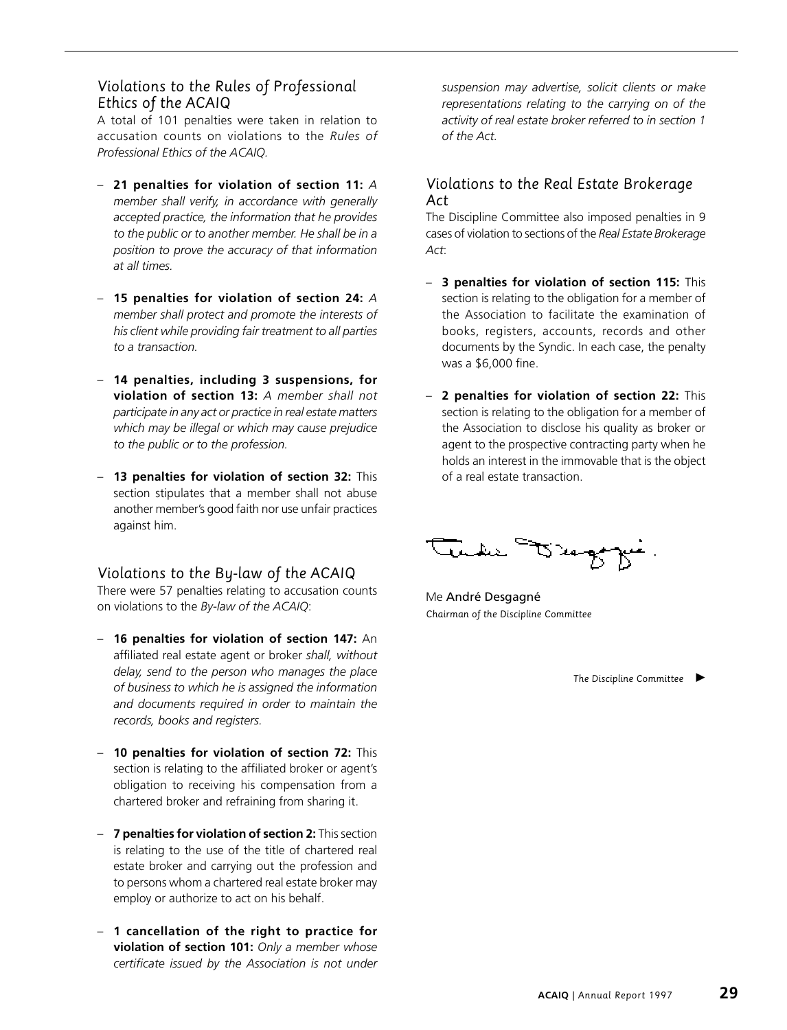## Violations to the Rules of Professional Ethics of the ACAIQ

A total of 101 penalties were taken in relation to accusation counts on violations to the *Rules of Professional Ethics of the ACAIQ.*

- **21 penalties for violation of section 11:** *A member shall verify, in accordance with generally accepted practice, the information that he provides to the public or to another member. He shall be in a position to prove the accuracy of that information at all times.*
- **15 penalties for violation of section 24:** *A member shall protect and promote the interests of his client while providing fair treatment to all parties to a transaction.*
- **14 penalties, including 3 suspensions, for violation of section 13:** *A member shall not participate in any act or practice in real estate matters which may be illegal or which may cause prejudice to the public or to the profession.*
- **13 penalties for violation of section 32:** This section stipulates that a member shall not abuse another member's good faith nor use unfair practices against him.

## Violations to the By-law of the ACAIQ

There were 57 penalties relating to accusation counts on violations to the *By-law of the ACAIQ*:

- **16 penalties for violation of section 147:** An affiliated real estate agent or broker *shall, without delay, send to the person who manages the place of business to which he is assigned the information and documents required in order to maintain the records, books and registers.*
- **10 penalties for violation of section 72:** This section is relating to the affiliated broker or agent's obligation to receiving his compensation from a chartered broker and refraining from sharing it.
- **7 penalties for violation of section 2:** This section is relating to the use of the title of chartered real estate broker and carrying out the profession and to persons whom a chartered real estate broker may employ or authorize to act on his behalf.
- **1 cancellation of the right to practice for violation of section 101:** *Only a member whose certificate issued by the Association is not under suspension may advertise, solicit clients or make representations relating to the carrying on of the activity of real estate broker referred to in section 1 of the Act.*

## Violations to the Real Estate Brokerage Act

The Discipline Committee also imposed penalties in 9 cases of violation to sections of the *Real Estate Brokerage Act*:

- **3 penalties for violation of section 115:** This section is relating to the obligation for a member of the Association to facilitate the examination of books, registers, accounts, records and other documents by the Syndic. In each case, the penalty was a $6,000 fine.
- **2 penalties for violation of section 22:** This section is relating to the obligation for a member of the Association to disclose his quality as broker or agent to the prospective contracting party when he holds an interest in the immovable that is the object of a real estate transaction.

Me André Desgagné
*Chairman of the Discipline Committee*

*The Discipline Committee* ►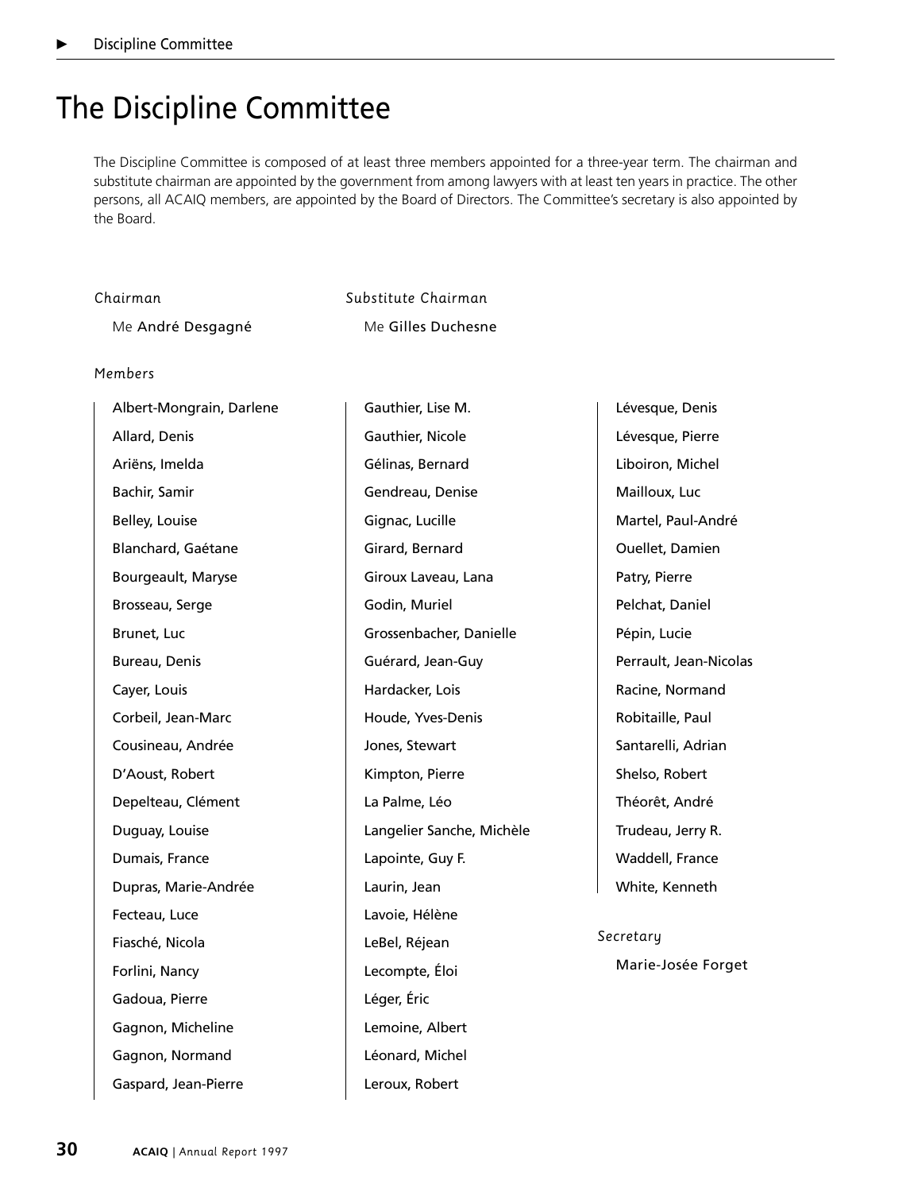# The Discipline Committee

The Discipline Committee is composed of at least three members appointed for a three-year term. The chairman and substitute chairman are appointed by the government from among lawyers with at least ten years in practice. The other persons, all ACAIQ members, are appointed by the Board of Directors. The Committee's secretary is also appointed by the Board.

*Chairman*

Me André Desgagné

*Substitute Chairman*

Me Gilles Duchesne

*Members*

Albert-Mongrain, Darlene
Allard, Denis
Ariëns, Imelda
Bachir, Samir
Belley, Louise
Blanchard, Gaétane
Bourgeault, Maryse
Brosseau, Serge
Brunet, Luc
Bureau, Denis
Cayer, Louis
Corbeil, Jean-Marc
Cousineau, Andrée
D'Aoust, Robert
Depelteau, Clément
Duguay, Louise
Dumais, France
Dupras, Marie-Andrée
Fecteau, Luce
Fiasché, Nicola
Forlini, Nancy
Gadoua, Pierre
Gagnon, Micheline
Gagnon, Normand
Gaspard, Jean-Pierre
Gauthier, Lise M.
Gauthier, Nicole
Gélinas, Bernard
Gendreau, Denise
Gignac, Lucille
Girard, Bernard
Giroux Laveau, Lana
Godin, Muriel
Grossenbacher, Danielle
Guérard, Jean-Guy
Hardacker, Lois
Houde, Yves-Denis
Jones, Stewart
Kimpton, Pierre
La Palme, Léo
Langelier Sanche, Michèle
Lapointe, Guy F.
Laurin, Jean
Lavoie, Hélène
LeBel, Réjean
Lecompte, Éloi
Léger, Éric
Lemoine, Albert
Léonard, Michel
Leroux, Robert
Lévesque, Denis
Lévesque, Pierre
Liboiron, Michel
Mailloux, Luc
Martel, Paul-André
Ouellet, Damien
Patry, Pierre
Pelchat, Daniel
Pépin, Lucie
Perrault, Jean-Nicolas
Racine, Normand
Robitaille, Paul
Santarelli, Adrian
Shelso, Robert
Théorêt, André
Trudeau, Jerry R.
Waddell, France
White, Kenneth

*Secretary*

Marie-Josée Forget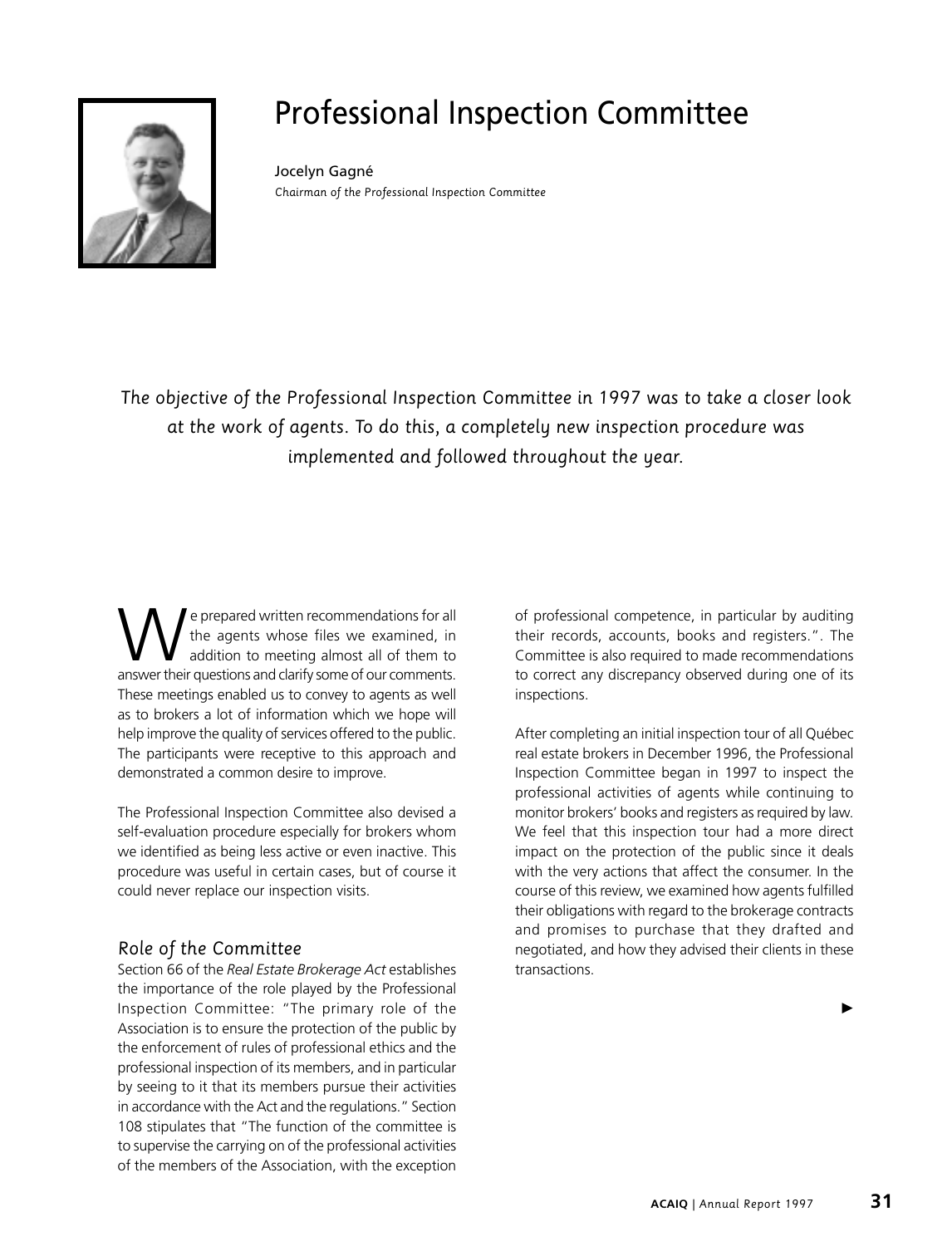# Professional Inspection Committee

Jocelyn Gagné

*Chairman of the Professional Inspection Committee*

*The objective of the Professional Inspection Committee in 1997 was to take a closer look at the work of agents. To do this, a completely new inspection procedure was implemented and followed throughout the year.*

We prepared written recommendations for all the agents whose files we examined, in addition to meeting almost all of them to answer their questions and clarify some of our comments. These meetings enabled us to convey to agents as well as to brokers a lot of information which we hope will help improve the quality of services offered to the public. The participants were receptive to this approach and demonstrated a common desire to improve.

The Professional Inspection Committee also devised a self-evaluation procedure especially for brokers whom we identified as being less active or even inactive. This procedure was useful in certain cases, but of course it could never replace our inspection visits.

## Role of the Committee

Section 66 of the *Real Estate Brokerage Act* establishes the importance of the role played by the Professional Inspection Committee: "The primary role of the Association is to ensure the protection of the public by the enforcement of rules of professional ethics and the professional inspection of its members, and in particular by seeing to it that its members pursue their activities in accordance with the Act and the regulations." Section 108 stipulates that "The function of the committee is to supervise the carrying on of the professional activities of the members of the Association, with the exception of professional competence, in particular by auditing their records, accounts, books and registers.". The Committee is also required to made recommendations to correct any discrepancy observed during one of its inspections.

After completing an initial inspection tour of all Québec real estate brokers in December 1996, the Professional Inspection Committee began in 1997 to inspect the professional activities of agents while continuing to monitor brokers' books and registers as required by law. We feel that this inspection tour had a more direct impact on the protection of the public since it deals with the very actions that affect the consumer. In the course of this review, we examined how agents fulfilled their obligations with regard to the brokerage contracts and promises to purchase that they drafted and negotiated, and how they advised their clients in these transactions.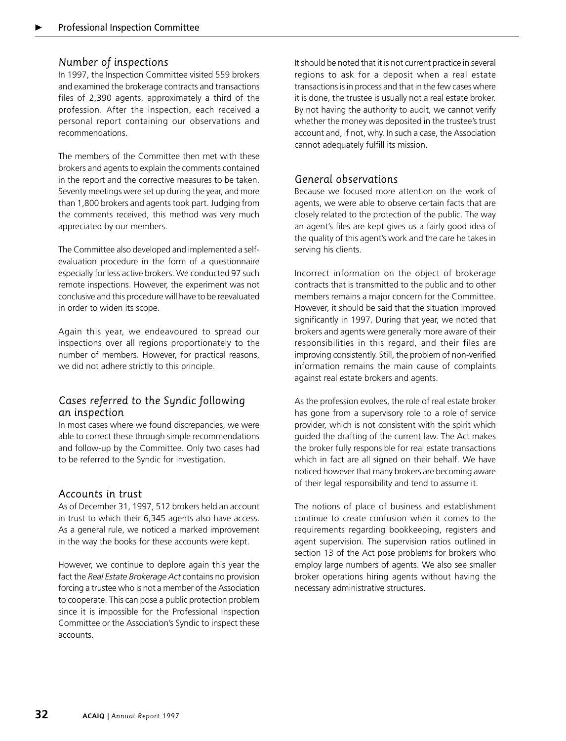## Number of inspections

In 1997, the Inspection Committee visited 559 brokers and examined the brokerage contracts and transactions files of 2,390 agents, approximately a third of the profession. After the inspection, each received a personal report containing our observations and recommendations.

The members of the Committee then met with these brokers and agents to explain the comments contained in the report and the corrective measures to be taken. Seventy meetings were set up during the year, and more than 1,800 brokers and agents took part. Judging from the comments received, this method was very much appreciated by our members.

The Committee also developed and implemented a self-evaluation procedure in the form of a questionnaire especially for less active brokers. We conducted 97 such remote inspections. However, the experiment was not conclusive and this procedure will have to be reevaluated in order to widen its scope.

Again this year, we endeavoured to spread our inspections over all regions proportionately to the number of members. However, for practical reasons, we did not adhere strictly to this principle.

## Cases referred to the Syndic following an inspection

In most cases where we found discrepancies, we were able to correct these through simple recommendations and follow-up by the Committee. Only two cases had to be referred to the Syndic for investigation.

## Accounts in trust

As of December 31, 1997, 512 brokers held an account in trust to which their 6,345 agents also have access. As a general rule, we noticed a marked improvement in the way the books for these accounts were kept.

However, we continue to deplore again this year the fact the *Real Estate Brokerage Act* contains no provision forcing a trustee who is not a member of the Association to cooperate. This can pose a public protection problem since it is impossible for the Professional Inspection Committee or the Association's Syndic to inspect these accounts.

It should be noted that it is not current practice in several regions to ask for a deposit when a real estate transactions is in process and that in the few cases where it is done, the trustee is usually not a real estate broker. By not having the authority to audit, we cannot verify whether the money was deposited in the trustee's trust account and, if not, why. In such a case, the Association cannot adequately fulfill its mission.

## General observations

Because we focused more attention on the work of agents, we were able to observe certain facts that are closely related to the protection of the public. The way an agent's files are kept gives us a fairly good idea of the quality of this agent's work and the care he takes in serving his clients.

Incorrect information on the object of brokerage contracts that is transmitted to the public and to other members remains a major concern for the Committee. However, it should be said that the situation improved significantly in 1997. During that year, we noted that brokers and agents were generally more aware of their responsibilities in this regard, and their files are improving consistently. Still, the problem of non-verified information remains the main cause of complaints against real estate brokers and agents.

As the profession evolves, the role of real estate broker has gone from a supervisory role to a role of service provider, which is not consistent with the spirit which guided the drafting of the current law. The Act makes the broker fully responsible for real estate transactions which in fact are all signed on their behalf. We have noticed however that many brokers are becoming aware of their legal responsibility and tend to assume it.

The notions of place of business and establishment continue to create confusion when it comes to the requirements regarding bookkeeping, registers and agent supervision. The supervision ratios outlined in section 13 of the Act pose problems for brokers who employ large numbers of agents. We also see smaller broker operations hiring agents without having the necessary administrative structures.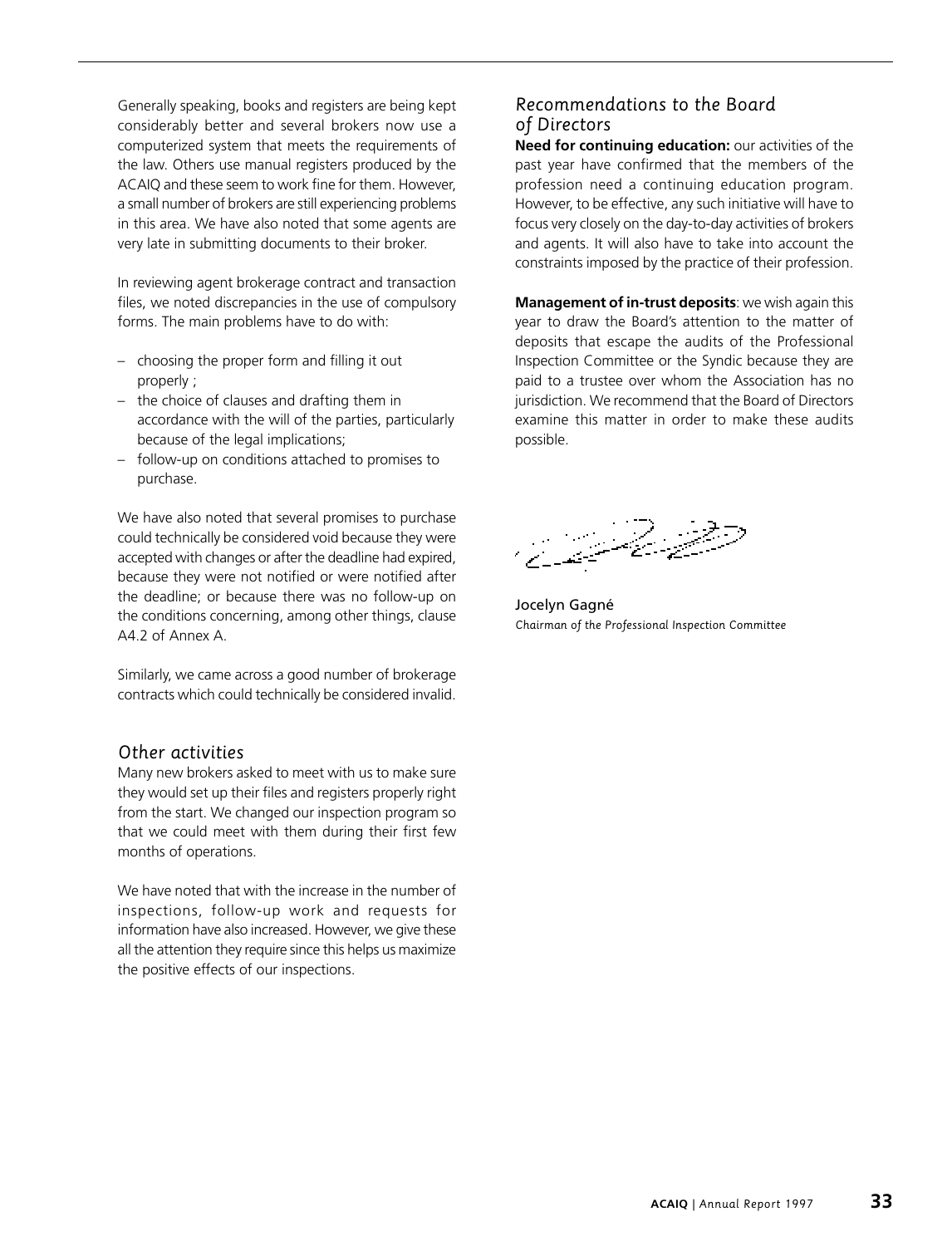Generally speaking, books and registers are being kept considerably better and several brokers now use a computerized system that meets the requirements of the law. Others use manual registers produced by the ACAIQ and these seem to work fine for them. However, a small number of brokers are still experiencing problems in this area. We have also noted that some agents are very late in submitting documents to their broker.

In reviewing agent brokerage contract and transaction files, we noted discrepancies in the use of compulsory forms. The main problems have to do with:

- choosing the proper form and filling it out properly ;
- the choice of clauses and drafting them in accordance with the will of the parties, particularly because of the legal implications;
- follow-up on conditions attached to promises to purchase.

We have also noted that several promises to purchase could technically be considered void because they were accepted with changes or after the deadline had expired, because they were not notified or were notified after the deadline; or because there was no follow-up on the conditions concerning, among other things, clause A4.2 of Annex A.

Similarly, we came across a good number of brokerage contracts which could technically be considered invalid.

## Other activities

Many new brokers asked to meet with us to make sure they would set up their files and registers properly right from the start. We changed our inspection program so that we could meet with them during their first few months of operations.

We have noted that with the increase in the number of inspections, follow-up work and requests for information have also increased. However, we give these all the attention they require since this helps us maximize the positive effects of our inspections.

## Recommendations to the Board of Directors

**Need for continuing education:** our activities of the past year have confirmed that the members of the profession need a continuing education program. However, to be effective, any such initiative will have to focus very closely on the day-to-day activities of brokers and agents. It will also have to take into account the constraints imposed by the practice of their profession.

**Management of in-trust deposits**: we wish again this year to draw the Board's attention to the matter of deposits that escape the audits of the Professional Inspection Committee or the Syndic because they are paid to a trustee over whom the Association has no jurisdiction. We recommend that the Board of Directors examine this matter in order to make these audits possible.

Jocelyn Gagné
*Chairman of the Professional Inspection Committee*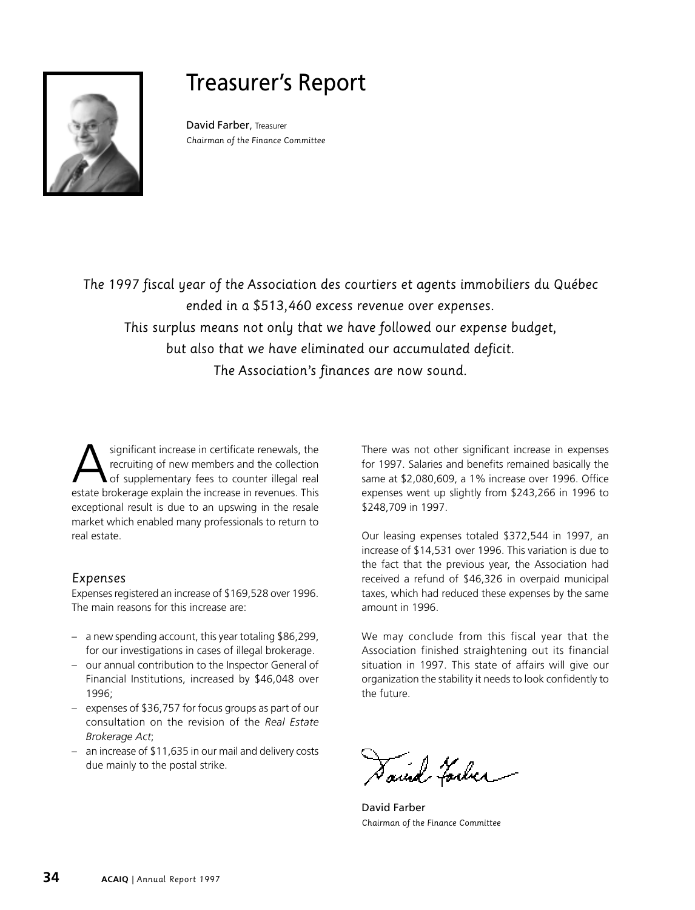# Treasurer's Report

David Farber, Treasurer
*Chairman of the Finance Committee*

*The 1997 fiscal year of the Association des courtiers et agents immobiliers du Québec ended in a $513,460 excess revenue over expenses. This surplus means not only that we have followed our expense budget, but also that we have eliminated our accumulated deficit. The Association's finances are now sound.*

A significant increase in certificate renewals, the recruiting of new members and the collection of supplementary fees to counter illegal real estate brokerage explain the increase in revenues. This exceptional result is due to an upswing in the resale market which enabled many professionals to return to real estate.

## Expenses

Expenses registered an increase of $169,528 over 1996. The main reasons for this increase are:

- a new spending account, this year totaling $86,299, for our investigations in cases of illegal brokerage.
- our annual contribution to the Inspector General of Financial Institutions, increased by $46,048 over 1996;
- expenses of $36,757 for focus groups as part of our consultation on the revision of the *Real Estate Brokerage Act*;
- an increase of $11,635 in our mail and delivery costs due mainly to the postal strike.

There was not other significant increase in expenses for 1997. Salaries and benefits remained basically the same at $2,080,609, a 1% increase over 1996. Office expenses went up slightly from $243,266 in 1996 to $248,709 in 1997.

Our leasing expenses totaled $372,544 in 1997, an increase of $14,531 over 1996. This variation is due to the fact that the previous year, the Association had received a refund of $46,326 in overpaid municipal taxes, which had reduced these expenses by the same amount in 1996.

We may conclude from this fiscal year that the Association finished straightening out its financial situation in 1997. This state of affairs will give our organization the stability it needs to look confidently to the future.

David Farber
*Chairman of the Finance Committee*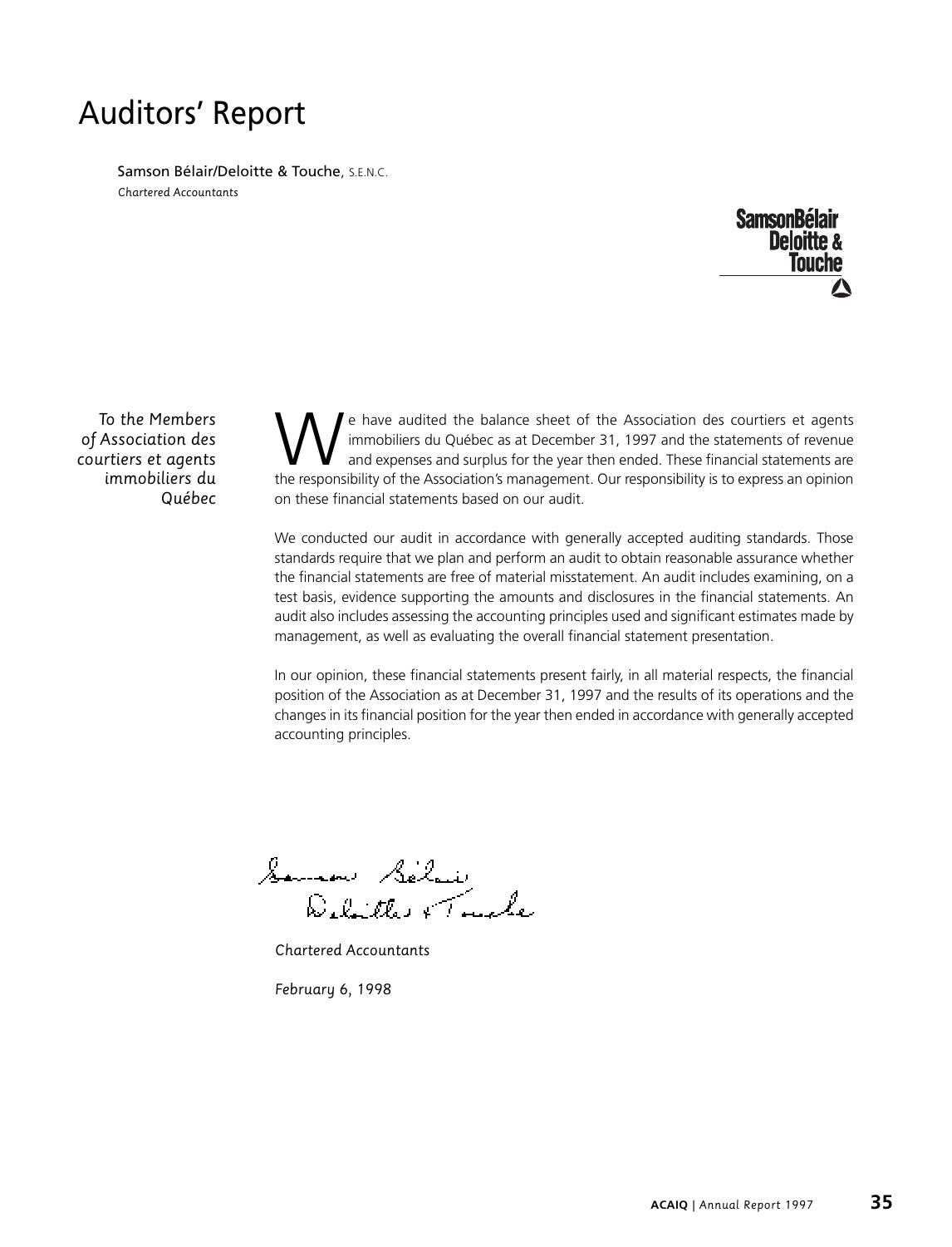# Auditors' Report

Samson Bélair/Deloitte & Touche, S.E.N.C.
*Chartered Accountants*

*To the Members of Association des courtiers et agents immobiliers du Québec*

We have audited the balance sheet of the Association des courtiers et agents immobiliers du Québec as at December 31, 1997 and the statements of revenue and expenses and surplus for the year then ended. These financial statements are the responsibility of the Association's management. Our responsibility is to express an opinion on these financial statements based on our audit.

We conducted our audit in accordance with generally accepted auditing standards. Those standards require that we plan and perform an audit to obtain reasonable assurance whether the financial statements are free of material misstatement. An audit includes examining, on a test basis, evidence supporting the amounts and disclosures in the financial statements. An audit also includes assessing the accounting principles used and significant estimates made by management, as well as evaluating the overall financial statement presentation.

In our opinion, these financial statements present fairly, in all material respects, the financial position of the Association as at December 31, 1997 and the results of its operations and the changes in its financial position for the year then ended in accordance with generally accepted accounting principles.

Samson Bélair Deloitte & Touche

*Chartered Accountants*

*February 6, 1998*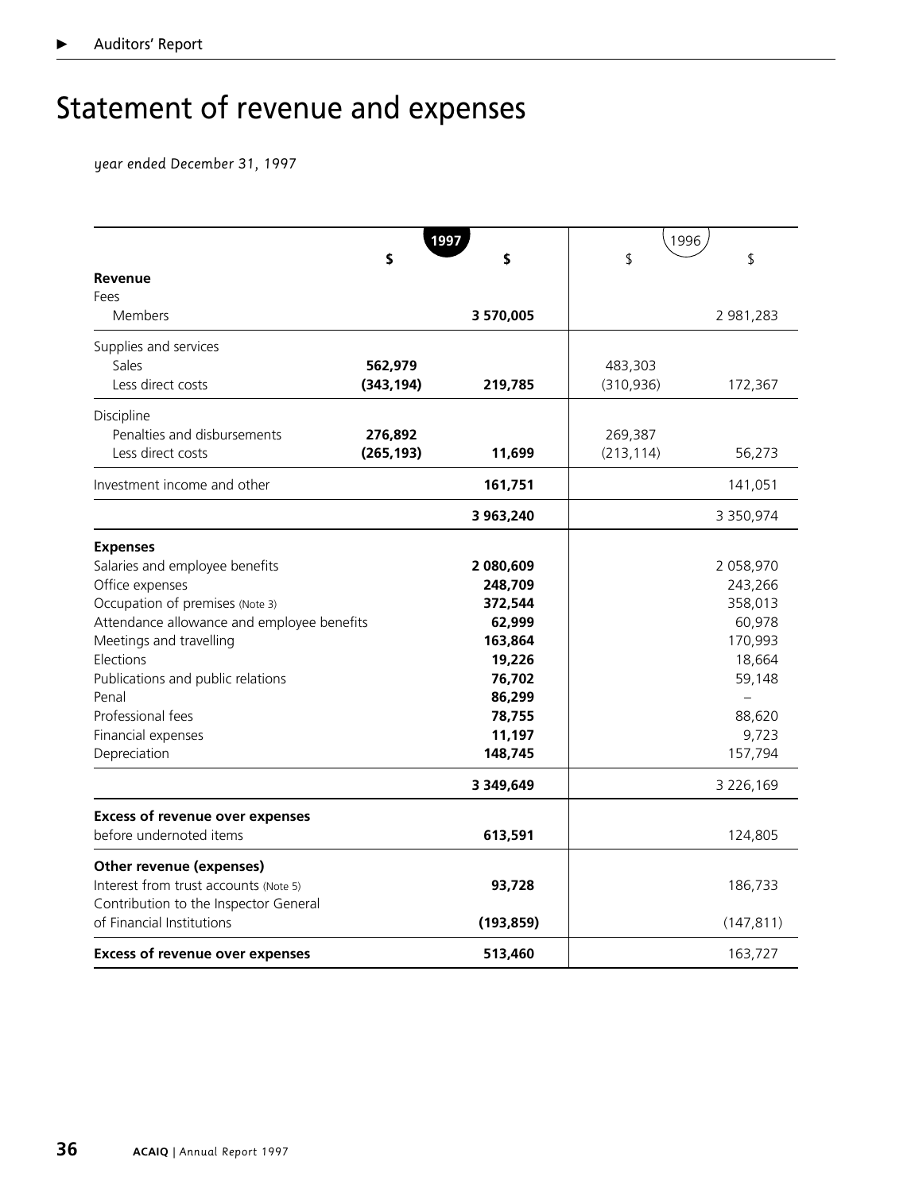# Statement of revenue and expenses

*year ended December 31, 1997*

| | 1997 | | 1996 | |
|---|---|---|---|---|
| | $ | $ | $ | $ |
| **Revenue** | | | | |
| Fees | | | | |
| Members | | **3 570,005** | | 2 981,283 |
| Supplies and services | | | | |
| Sales | **562,979** | | 483,303 | |
| Less direct costs | **(343,194)** | **219,785** | (310,936) | 172,367 |
| Discipline | | | | |
| Penalties and disbursements | **276,892** | | 269,387 | |
| Less direct costs | **(265,193)** | **11,699** | (213,114) | 56,273 |
| Investment income and other | | **161,751** | | 141,051 |
| | | **3 963,240** | | 3 350,974 |
| **Expenses** | | | | |
| Salaries and employee benefits | | **2 080,609** | | 2 058,970 |
| Office expenses | | **248,709** | | 243,266 |
| Occupation of premises (Note 3) | | **372,544** | | 358,013 |
| Attendance allowance and employee benefits | | **62,999** | | 60,978 |
| Meetings and travelling | | **163,864** | | 170,993 |
| Elections | | **19,226** | | 18,664 |
| Publications and public relations | | **76,702** | | 59,148 |
| Penal | | **86,299** | | – |
| Professional fees | | **78,755** | | 88,620 |
| Financial expenses | | **11,197** | | 9,723 |
| Depreciation | | **148,745** | | 157,794 |
| | | **3 349,649** | | 3 226,169 |
| **Excess of revenue over expenses** before undernoted items | | **613,591** | | 124,805 |
| **Other revenue (expenses)** | | | | |
| Interest from trust accounts (Note 5) | | **93,728** | | 186,733 |
| Contribution to the Inspector General of Financial Institutions | | **(193,859)** | | (147,811) |
| **Excess of revenue over expenses** | | **513,460** | | 163,727 |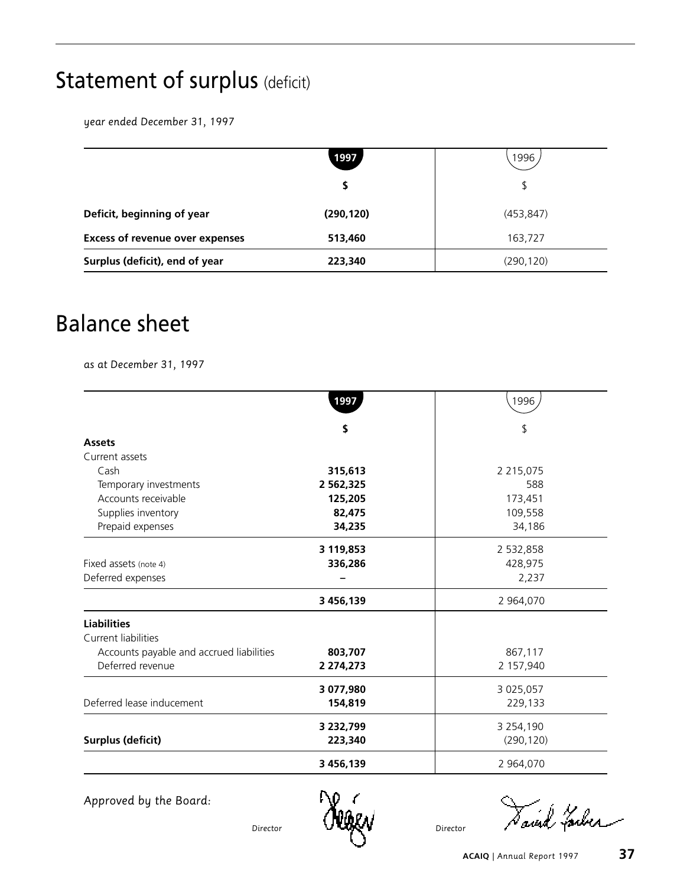# Statement of surplus (deficit)

*year ended December 31, 1997*

| | **1997** | 1996 |
|---|---|---|
| | **$** | $ |
| **Deficit, beginning of year** | **(290,120)** | (453,847) |
| **Excess of revenue over expenses** | **513,460** | 163,727 |
| **Surplus (deficit), end of year** | **223,340** | (290,120) |

# Balance sheet

*as at December 31, 1997*

| | **1997** | 1996 |
|---|---|---|
| | **$** | $ |
| **Assets** | | |
| Current assets | | |
| Cash | **315,613** | 2 215,075 |
| Temporary investments | **2 562,325** | 588 |
| Accounts receivable | **125,205** | 173,451 |
| Supplies inventory | **82,475** | 109,558 |
| Prepaid expenses | **34,235** | 34,186 |
| | **3 119,853** | 2 532,858 |
| Fixed assets (note 4) | **336,286** | 428,975 |
| Deferred expenses | **–** | 2,237 |
| | **3 456,139** | 2 964,070 |
| **Liabilities** | | |
| Current liabilities | | |
| Accounts payable and accrued liabilities | **803,707** | 867,117 |
| Deferred revenue | **2 274,273** | 2 157,940 |
| | **3 077,980** | 3 025,057 |
| Deferred lease inducement | **154,819** | 229,133 |
| | **3 232,799** | 3 254,190 |
| **Surplus (deficit)** | **223,340** | (290,120) |
| | **3 456,139** | 2 964,070 |

*Approved by the Board:*

Director

Director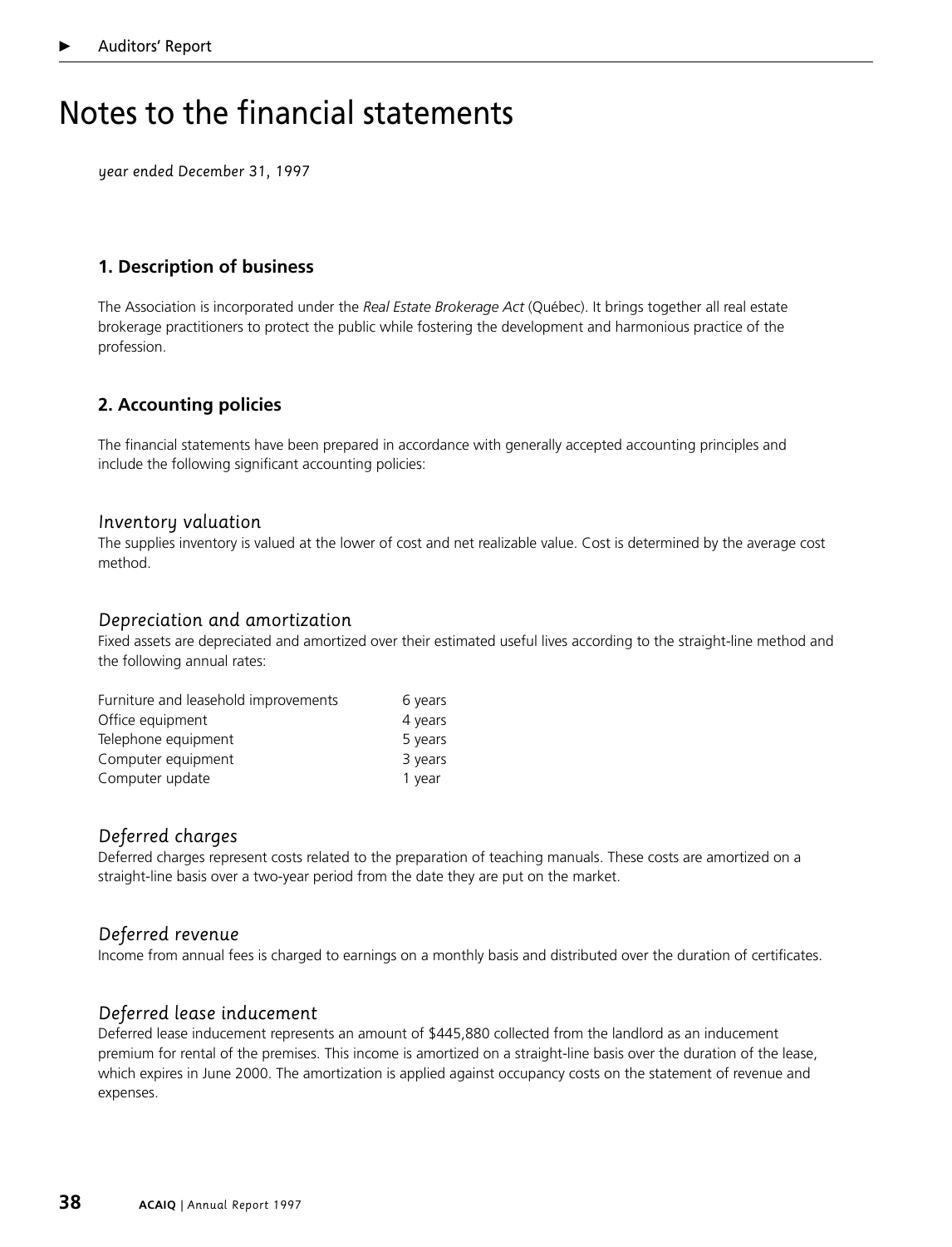# Notes to the financial statements

*year ended December 31, 1997*

## 1. Description of business

The Association is incorporated under the *Real Estate Brokerage Act* (Québec). It brings together all real estate brokerage practitioners to protect the public while fostering the development and harmonious practice of the profession.

## 2. Accounting policies

The financial statements have been prepared in accordance with generally accepted accounting principles and include the following significant accounting policies:

### *Inventory valuation*

The supplies inventory is valued at the lower of cost and net realizable value. Cost is determined by the average cost method.

### *Depreciation and amortization*

Fixed assets are depreciated and amortized over their estimated useful lives according to the straight-line method and the following annual rates:

| | |
|---|---|
| Furniture and leasehold improvements | 6 years |
| Office equipment | 4 years |
| Telephone equipment | 5 years |
| Computer equipment | 3 years |
| Computer update | 1 year |

### *Deferred charges*

Deferred charges represent costs related to the preparation of teaching manuals. These costs are amortized on a straight-line basis over a two-year period from the date they are put on the market.

### *Deferred revenue*

Income from annual fees is charged to earnings on a monthly basis and distributed over the duration of certificates.

### *Deferred lease inducement*

Deferred lease inducement represents an amount of $445,880 collected from the landlord as an inducement premium for rental of the premises. This income is amortized on a straight-line basis over the duration of the lease, which expires in June 2000. The amortization is applied against occupancy costs on the statement of revenue and expenses.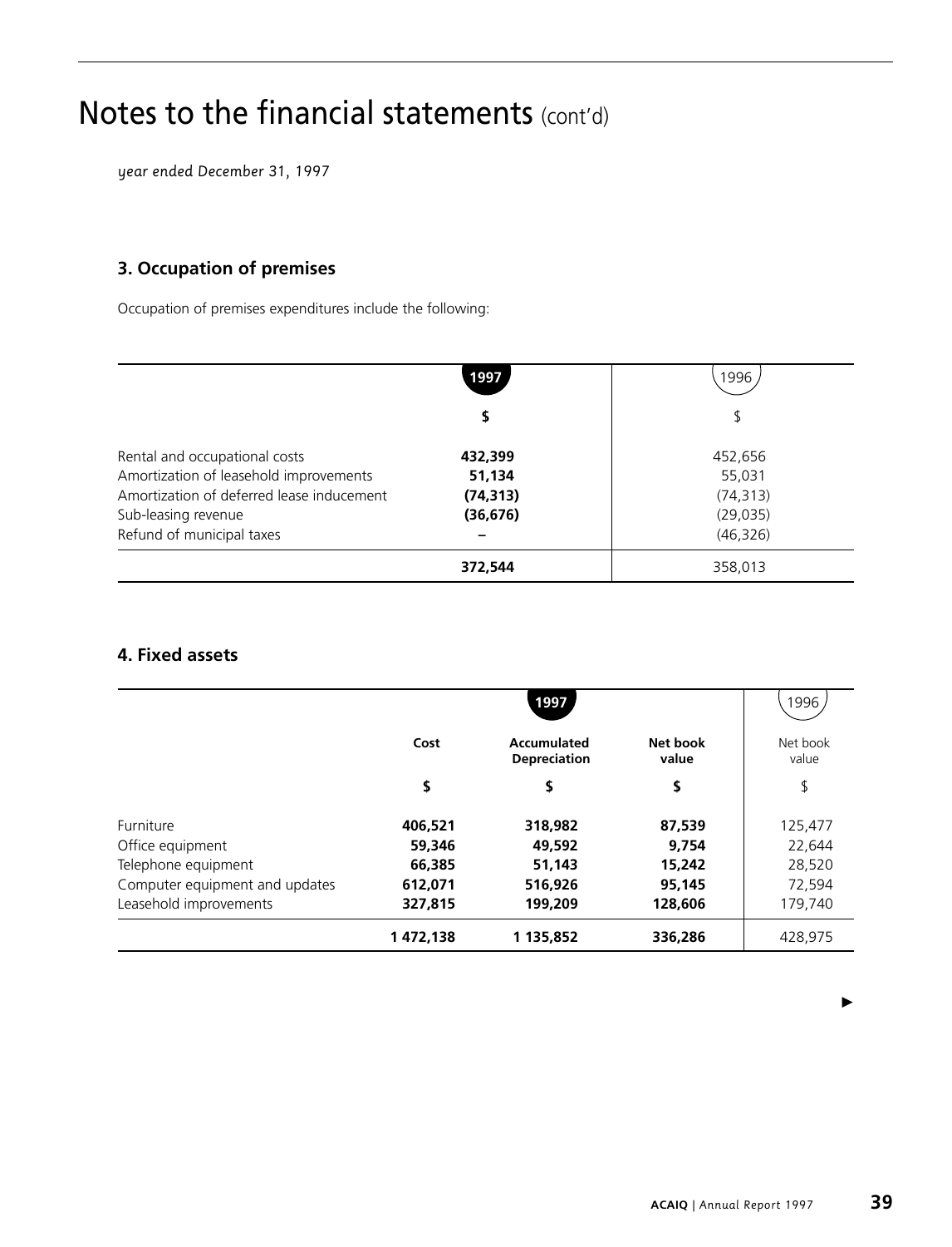# Notes to the financial statements (cont'd)

*year ended December 31, 1997*

### 3. Occupation of premises

Occupation of premises expenditures include the following:

| | 1997 | 1996 |
|---|---|---|
| | **$** | $ |
| Rental and occupational costs | **432,399** | 452,656 |
| Amortization of leasehold improvements | **51,134** | 55,031 |
| Amortization of deferred lease inducement | **(74,313)** | (74,313) |
| Sub-leasing revenue | **(36,676)** | (29,035) |
| Refund of municipal taxes | **–** | (46,326) |
| | **372,544** | 358,013 |

### 4. Fixed assets

| | 1997 | | | 1996 |
|---|---|---|---|---|
| | **Cost** | **Accumulated Depreciation** | **Net book value** | Net book value |
| | **$** | **$** | **$** | $ |
| Furniture | **406,521** | **318,982** | **87,539** | 125,477 |
| Office equipment | **59,346** | **49,592** | **9,754** | 22,644 |
| Telephone equipment | **66,385** | **51,143** | **15,242** | 28,520 |
| Computer equipment and updates | **612,071** | **516,926** | **95,145** | 72,594 |
| Leasehold improvements | **327,815** | **199,209** | **128,606** | 179,740 |
| | **1 472,138** | **1 135,852** | **336,286** | 428,975 |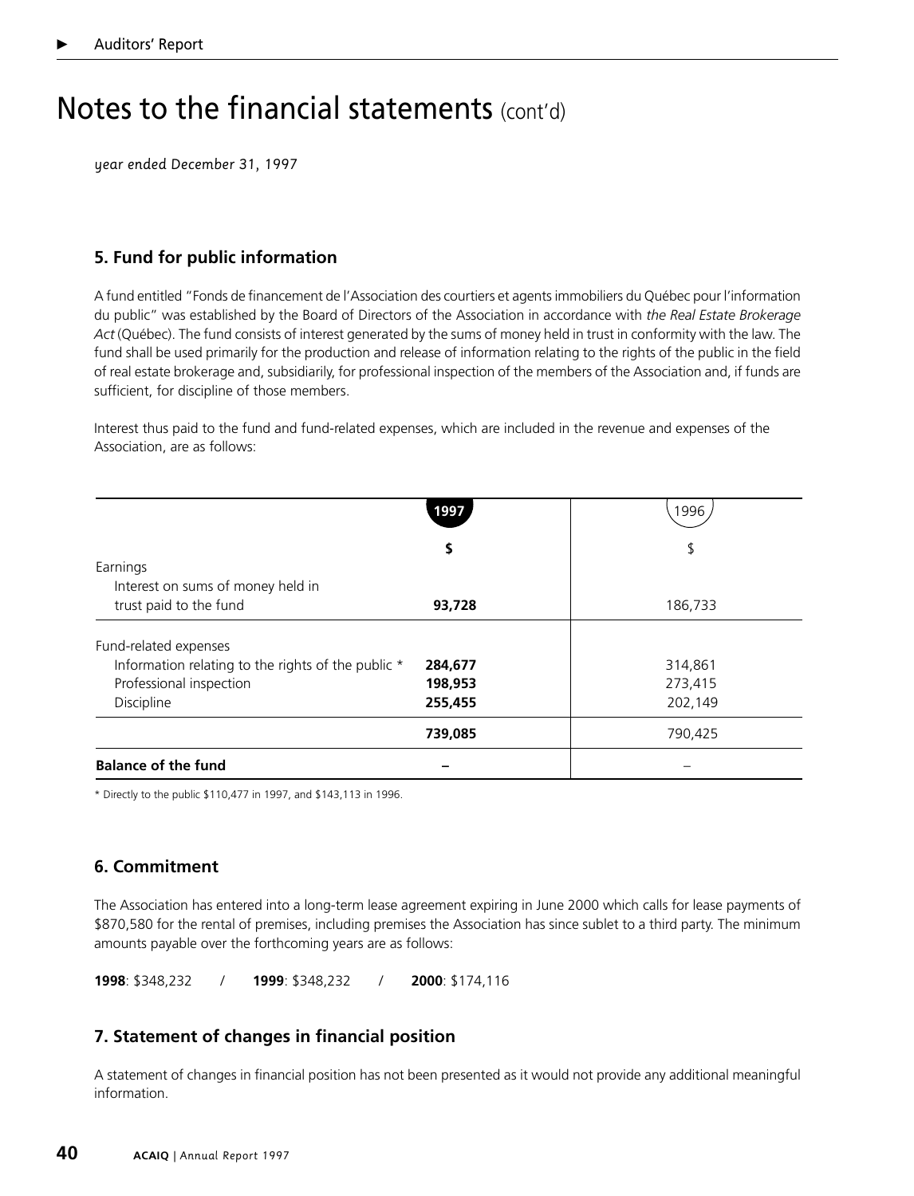# Notes to the financial statements (cont'd)

*year ended December 31, 1997*

## 5. Fund for public information

A fund entitled "Fonds de financement de l'Association des courtiers et agents immobiliers du Québec pour l'information du public" was established by the Board of Directors of the Association in accordance with *the Real Estate Brokerage Act* (Québec). The fund consists of interest generated by the sums of money held in trust in conformity with the law. The fund shall be used primarily for the production and release of information relating to the rights of the public in the field of real estate brokerage and, subsidiarily, for professional inspection of the members of the Association and, if funds are sufficient, for discipline of those members.

Interest thus paid to the fund and fund-related expenses, which are included in the revenue and expenses of the Association, are as follows:

| | 1997 | 1996 |
|---|---|---|
| | **$** | $ |
| Earnings | | |
| Interest on sums of money held in trust paid to the fund | **93,728** | 186,733 |
| Fund-related expenses | | |
| Information relating to the rights of the public * | **284,677** | 314,861 |
| Professional inspection | **198,953** | 273,415 |
| Discipline | **255,455** | 202,149 |
| | **739,085** | 790,425 |
| **Balance of the fund** | **–** | – |

\* Directly to the public $110,477 in 1997, and $143,113 in 1996.

## 6. Commitment

The Association has entered into a long-term lease agreement expiring in June 2000 which calls for lease payments of $870,580 for the rental of premises, including premises the Association has since sublet to a third party. The minimum amounts payable over the forthcoming years are as follows:

**1998**: $348,232 / **1999**: $348,232 / **2000**: $174,116

## 7. Statement of changes in financial position

A statement of changes in financial position has not been presented as it would not provide any additional meaningful information.